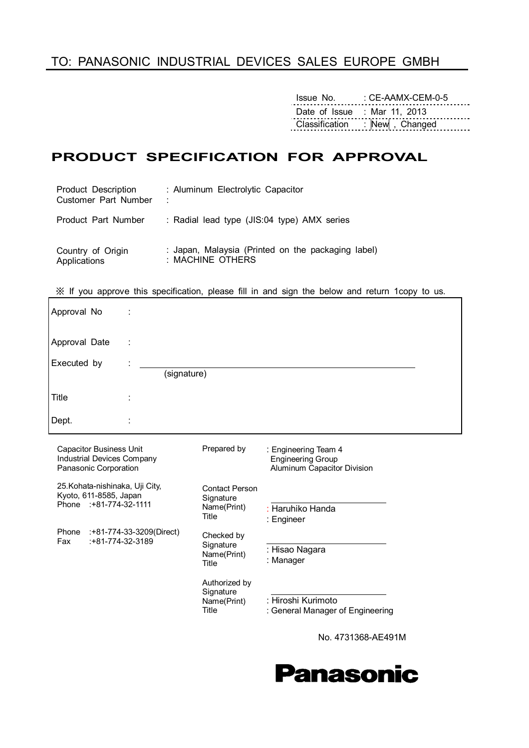# TO: PANASONIC INDUSTRIAL DEVICES SALES EUROPE GMBH

| | |
|---|---|
| Issue No. | : CE-AAMX-CEM-0-5 |
| Date of Issue | : Mar 11, 2013 |
| Classification | : New , Changed |

# PRODUCT SPECIFICATION FOR APPROVAL

Product Description : Aluminum Electrolytic Capacitor
Customer Part Number :

Product Part Number : Radial lead type (JIS:04 type) AMX series

Country of Origin : Japan, Malaysia (Printed on the packaging label)
Applications : MACHINE OTHERS

※ If you approve this specification, please fill in and sign the below and return 1copy to us.

| | |
|---|---|
| Approval No | : |
| Approval Date | : |
| Executed by | : ______________________ (signature) |
| Title | : |
| Dept. | : |

Capacitor Business Unit
Industrial Devices Company
Panasonic Corporation

25.Kohata-nishinaka, Uji City,
Kyoto, 611-8585, Japan
Phone :+81-774-32-1111

Phone :+81-774-33-3209(Direct)
Fax :+81-774-32-3189

Prepared by : Engineering Team 4
Engineering Group
Aluminum Capacitor Division

Contact Person
Signature
Name(Print) : Haruhiko Handa
Title : Engineer

Checked by
Signature
Name(Print) : Hisao Nagara
Title : Manager

Authorized by
Signature
Name(Print) : Hiroshi Kurimoto
Title : General Manager of Engineering

No. 4731368-AE491M

**Panasonic**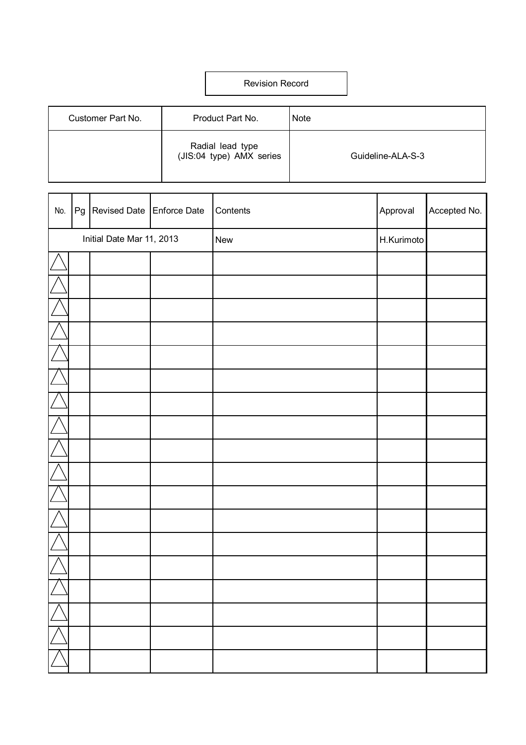# Revision Record

| Customer Part No. | Product Part No. | Note |
|---|---|---|
| | Radial lead type (JIS:04 type) AMX series | Guideline-ALA-S-3 |

| No. | Pg | Revised Date | Enforce Date | Contents | Approval | Accepted No. |
|---|---|---|---|---|---|---|
| Initial Date Mar 11, 2013 | | | | New | H.Kurimoto | |
| △ | | | | | | |
| △ | | | | | | |
| △ | | | | | | |
| △ | | | | | | |
| △ | | | | | | |
| △ | | | | | | |
| △ | | | | | | |
| △ | | | | | | |
| △ | | | | | | |
| △ | | | | | | |
| △ | | | | | | |
| △ | | | | | | |
| △ | | | | | | |
| △ | | | | | | |
| △ | | | | | | |
| △ | | | | | | |
| △ | | | | | | |
| △ | | | | | | |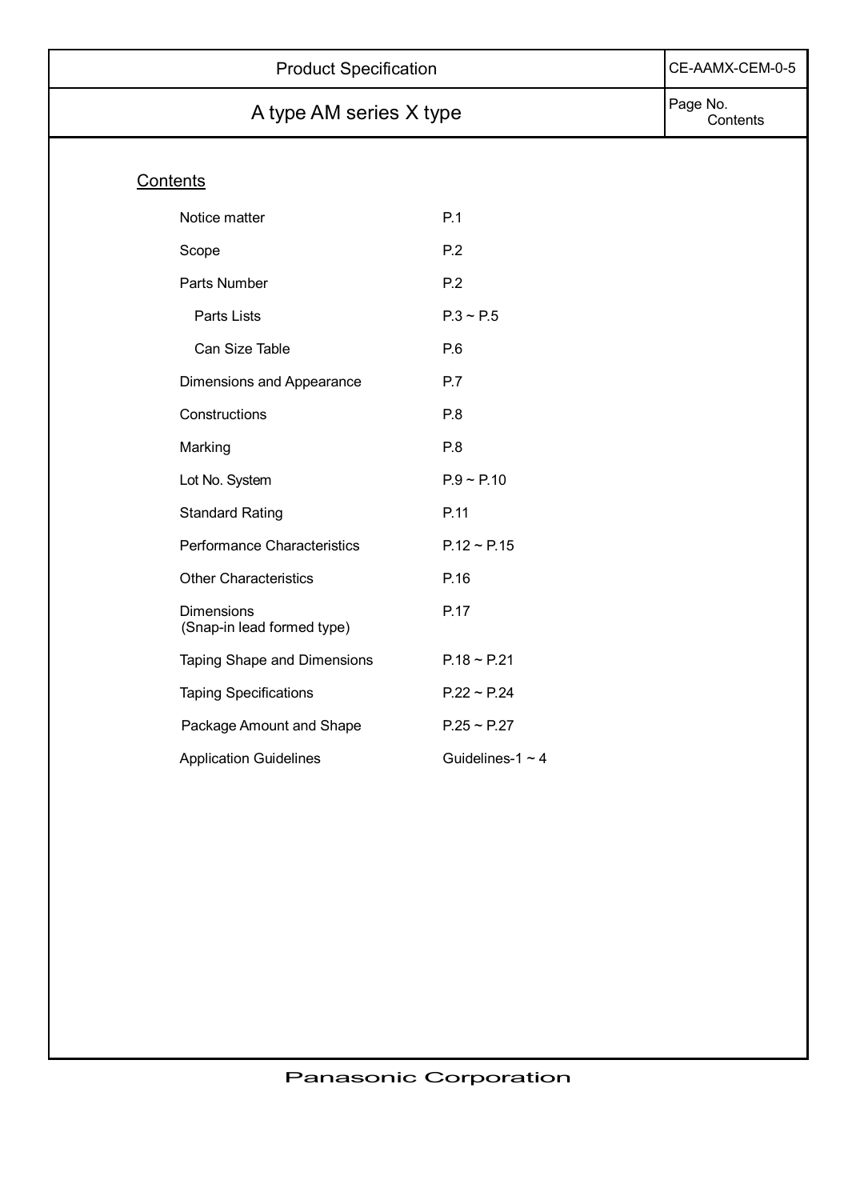## Contents

| | |
|---|---|
| Notice matter | P.1 |
| Scope | P.2 |
| Parts Number | P.2 |
| Parts Lists | P.3 ~ P.5 |
| Can Size Table | P.6 |
| Dimensions and Appearance | P.7 |
| Constructions | P.8 |
| Marking | P.8 |
| Lot No. System | P.9 ~ P.10 |
| Standard Rating | P.11 |
| Performance Characteristics | P.12 ~ P.15 |
| Other Characteristics | P.16 |
| Dimensions (Snap-in lead formed type) | P.17 |
| Taping Shape and Dimensions | P.18 ~ P.21 |
| Taping Specifications | P.22 ~ P.24 |
| Package Amount and Shape | P.25 ~ P.27 |
| Application Guidelines | Guidelines-1 ~ 4 |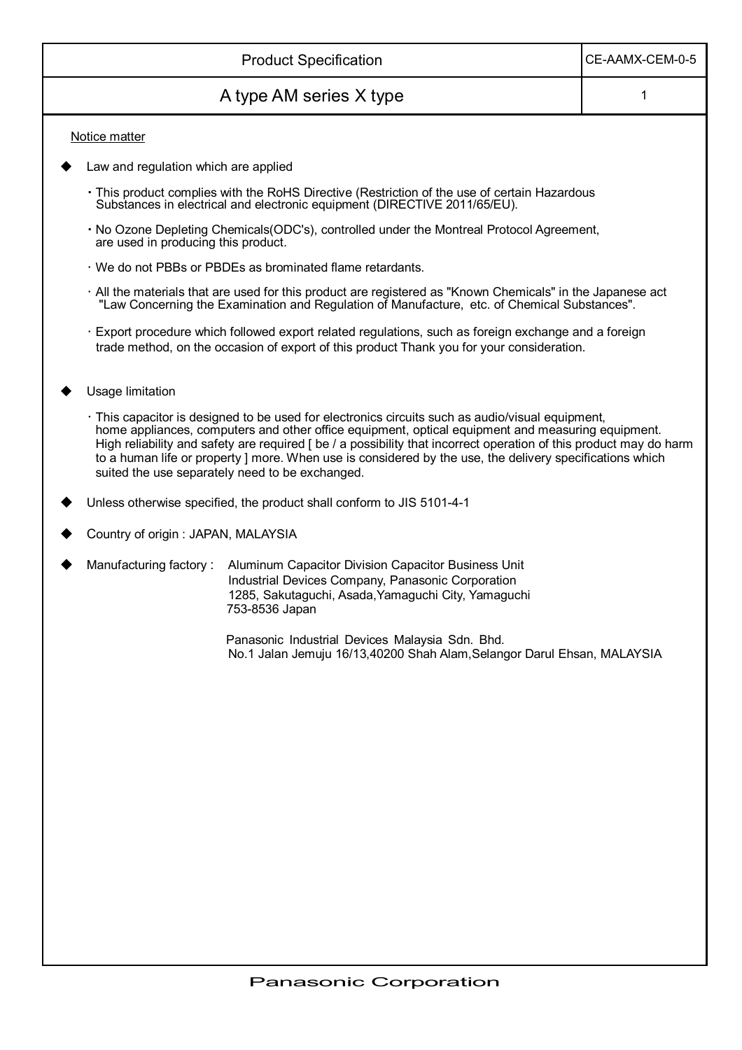| Product Specification | CE-AAMX-CEM-0-5 |
|---|---|
| A type AM series X type | 1 |

Notice matter

- Law and regulation which are applied
  - ・This product complies with the RoHS Directive (Restriction of the use of certain Hazardous Substances in electrical and electronic equipment (DIRECTIVE 2011/65/EU).
  - ・No Ozone Depleting Chemicals(ODC's), controlled under the Montreal Protocol Agreement, are used in producing this product.
  - ・We do not PBBs or PBDEs as brominated flame retardants.
  - ・All the materials that are used for this product are registered as "Known Chemicals" in the Japanese act "Law Concerning the Examination and Regulation of Manufacture, etc. of Chemical Substances".
  - ・Export procedure which followed export related regulations, such as foreign exchange and a foreign trade method, on the occasion of export of this product Thank you for your consideration.

- Usage limitation
  - ・This capacitor is designed to be used for electronics circuits such as audio/visual equipment, home appliances, computers and other office equipment, optical equipment and measuring equipment. High reliability and safety are required [ be / a possibility that incorrect operation of this product may do harm to a human life or property ] more. When use is considered by the use, the delivery specifications which suited the use separately need to be exchanged.

- Unless otherwise specified, the product shall conform to JIS 5101-4-1

- Country of origin : JAPAN, MALAYSIA

- Manufacturing factory : Aluminum Capacitor Division Capacitor Business Unit
  Industrial Devices Company, Panasonic Corporation
  1285, Sakutaguchi, Asada,Yamaguchi City, Yamaguchi
  753-8536 Japan

  Panasonic Industrial Devices Malaysia Sdn. Bhd.
  No.1 Jalan Jemuju 16/13,40200 Shah Alam,Selangor Darul Ehsan, MALAYSIA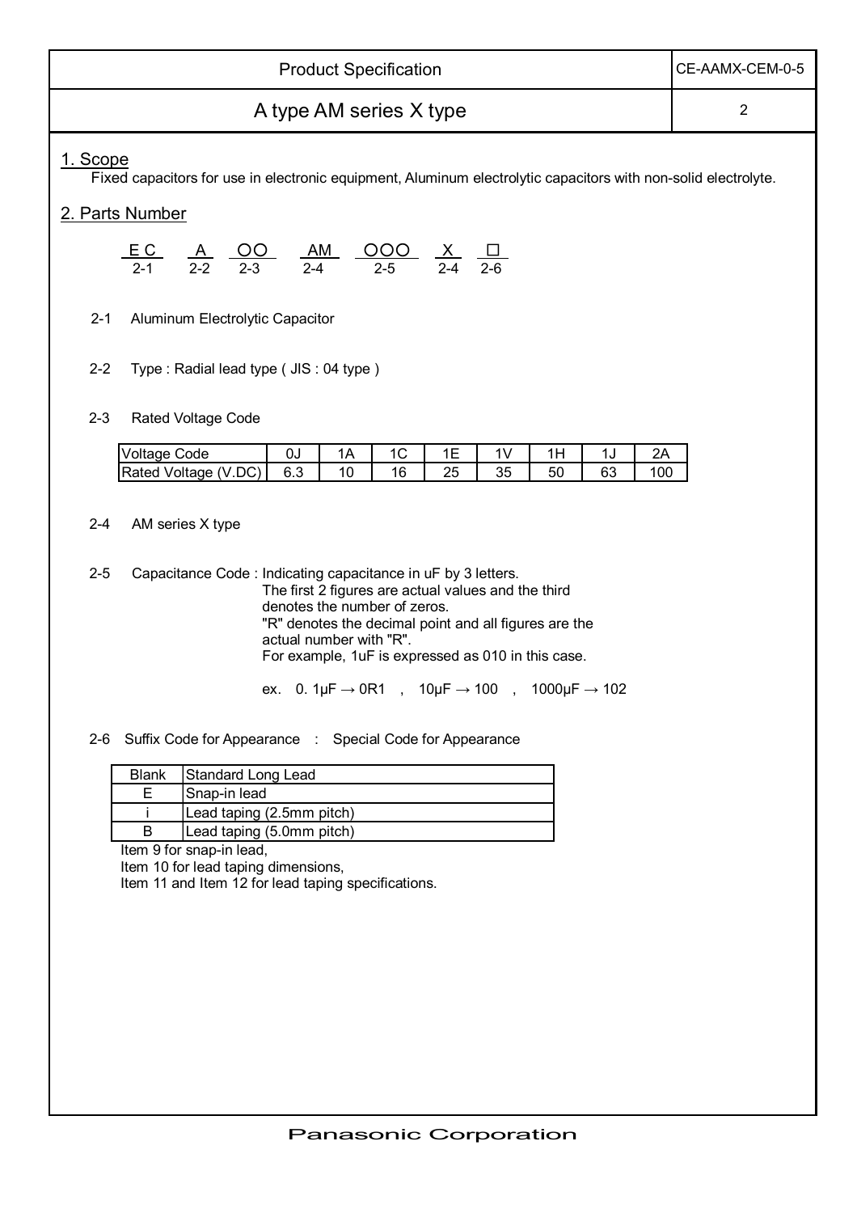## 1. Scope

Fixed capacitors for use in electronic equipment, Aluminum electrolytic capacitors with non-solid electrolyte.

## 2. Parts Number

| E C | A | OO | AM | OOO | X | □ |
|---|---|---|---|---|---|---|
| 2-1 | 2-2 | 2-3 | 2-4 | 2-5 | 2-4 | 2-6 |

2-1 Aluminum Electrolytic Capacitor

2-2 Type : Radial lead type ( JIS : 04 type )

2-3 Rated Voltage Code

| Voltage Code | 0J | 1A | 1C | 1E | 1V | 1H | 1J | 2A |
|---|---|---|---|---|---|---|---|---|
| Rated Voltage (V.DC) | 6.3 | 10 | 16 | 25 | 35 | 50 | 63 | 100 |

2-4 AM series X type

2-5 Capacitance Code : Indicating capacitance in uF by 3 letters.
The first 2 figures are actual values and the third denotes the number of zeros.
"R" denotes the decimal point and all figures are the actual number with "R".
For example, 1uF is expressed as 010 in this case.

ex. 0. 1μF → 0R1 , 10μF → 100 , 1000μF → 102

2-6 Suffix Code for Appearance : Special Code for Appearance

| Blank | Standard Long Lead |
|---|---|
| E | Snap-in lead |
| i | Lead taping (2.5mm pitch) |
| B | Lead taping (5.0mm pitch) |

Item 9 for snap-in lead,
Item 10 for lead taping dimensions,
Item 11 and Item 12 for lead taping specifications.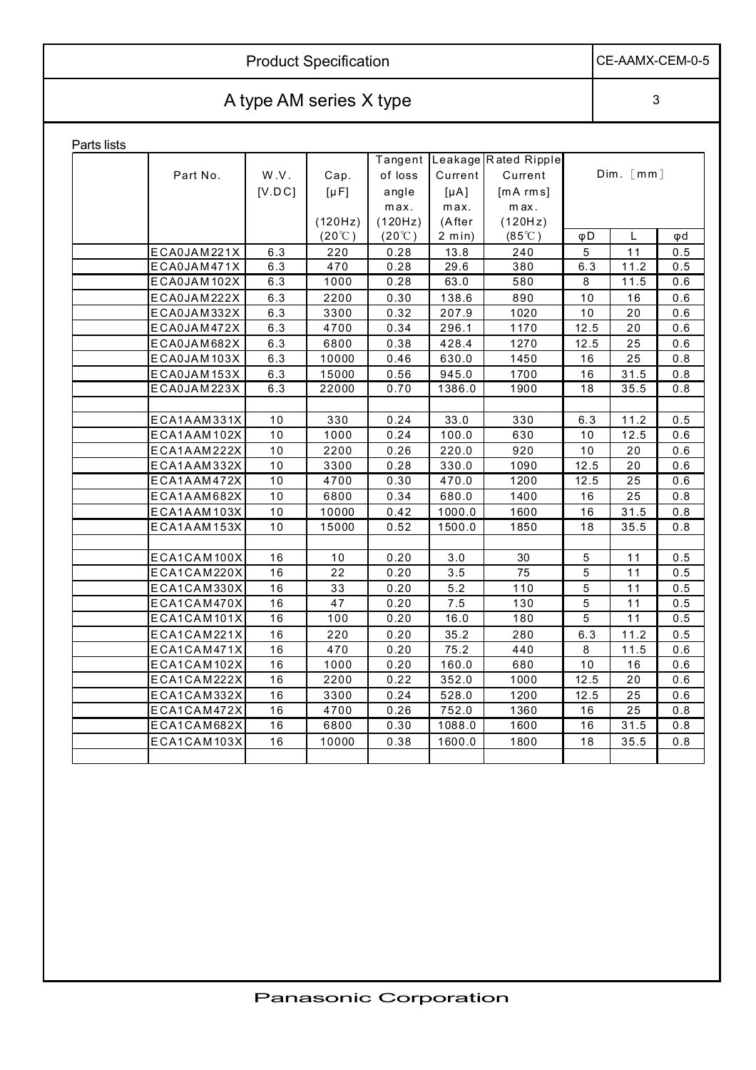# Product Specification

CE-AAMX-CEM-0-5

## A type AM series X type

Parts lists

| Part No. | W.V. [V.DC] | Cap. [μF] (120Hz) (20℃) | Tangent of loss angle max. (120Hz) (20℃) | Leakage Current [μA] max. (After 2 min) | Rated Ripple Current [mA rms] max. (120Hz) (85℃) | Dim. [mm] φD | L | φd |
|---|---|---|---|---|---|---|---|---|
| ECA0JAM221X | 6.3 | 220 | 0.28 | 13.8 | 240 | 5 | 11 | 0.5 |
| ECA0JAM471X | 6.3 | 470 | 0.28 | 29.6 | 380 | 6.3 | 11.2 | 0.5 |
| ECA0JAM102X | 6.3 | 1000 | 0.28 | 63.0 | 580 | 8 | 11.5 | 0.6 |
| ECA0JAM222X | 6.3 | 2200 | 0.30 | 138.6 | 890 | 10 | 16 | 0.6 |
| ECA0JAM332X | 6.3 | 3300 | 0.32 | 207.9 | 1020 | 10 | 20 | 0.6 |
| ECA0JAM472X | 6.3 | 4700 | 0.34 | 296.1 | 1170 | 12.5 | 20 | 0.6 |
| ECA0JAM682X | 6.3 | 6800 | 0.38 | 428.4 | 1270 | 12.5 | 25 | 0.6 |
| ECA0JAM103X | 6.3 | 10000 | 0.46 | 630.0 | 1450 | 16 | 25 | 0.8 |
| ECA0JAM153X | 6.3 | 15000 | 0.56 | 945.0 | 1700 | 16 | 31.5 | 0.8 |
| ECA0JAM223X | 6.3 | 22000 | 0.70 | 1386.0 | 1900 | 18 | 35.5 | 0.8 |
| | | | | | | | | |
| ECA1AAM331X | 10 | 330 | 0.24 | 33.0 | 330 | 6.3 | 11.2 | 0.5 |
| ECA1AAM102X | 10 | 1000 | 0.24 | 100.0 | 630 | 10 | 12.5 | 0.6 |
| ECA1AAM222X | 10 | 2200 | 0.26 | 220.0 | 920 | 10 | 20 | 0.6 |
| ECA1AAM332X | 10 | 3300 | 0.28 | 330.0 | 1090 | 12.5 | 20 | 0.6 |
| ECA1AAM472X | 10 | 4700 | 0.30 | 470.0 | 1200 | 12.5 | 25 | 0.6 |
| ECA1AAM682X | 10 | 6800 | 0.34 | 680.0 | 1400 | 16 | 25 | 0.8 |
| ECA1AAM103X | 10 | 10000 | 0.42 | 1000.0 | 1600 | 16 | 31.5 | 0.8 |
| ECA1AAM153X | 10 | 15000 | 0.52 | 1500.0 | 1850 | 18 | 35.5 | 0.8 |
| | | | | | | | | |
| ECA1CAM100X | 16 | 10 | 0.20 | 3.0 | 30 | 5 | 11 | 0.5 |
| ECA1CAM220X | 16 | 22 | 0.20 | 3.5 | 75 | 5 | 11 | 0.5 |
| ECA1CAM330X | 16 | 33 | 0.20 | 5.2 | 110 | 5 | 11 | 0.5 |
| ECA1CAM470X | 16 | 47 | 0.20 | 7.5 | 130 | 5 | 11 | 0.5 |
| ECA1CAM101X | 16 | 100 | 0.20 | 16.0 | 180 | 5 | 11 | 0.5 |
| ECA1CAM221X | 16 | 220 | 0.20 | 35.2 | 280 | 6.3 | 11.2 | 0.5 |
| ECA1CAM471X | 16 | 470 | 0.20 | 75.2 | 440 | 8 | 11.5 | 0.6 |
| ECA1CAM102X | 16 | 1000 | 0.20 | 160.0 | 680 | 10 | 16 | 0.6 |
| ECA1CAM222X | 16 | 2200 | 0.22 | 352.0 | 1000 | 12.5 | 20 | 0.6 |
| ECA1CAM332X | 16 | 3300 | 0.24 | 528.0 | 1200 | 12.5 | 25 | 0.6 |
| ECA1CAM472X | 16 | 4700 | 0.26 | 752.0 | 1360 | 16 | 25 | 0.8 |
| ECA1CAM682X | 16 | 6800 | 0.30 | 1088.0 | 1600 | 16 | 31.5 | 0.8 |
| ECA1CAM103X | 16 | 10000 | 0.38 | 1600.0 | 1800 | 18 | 35.5 | 0.8 |

Panasonic Corporation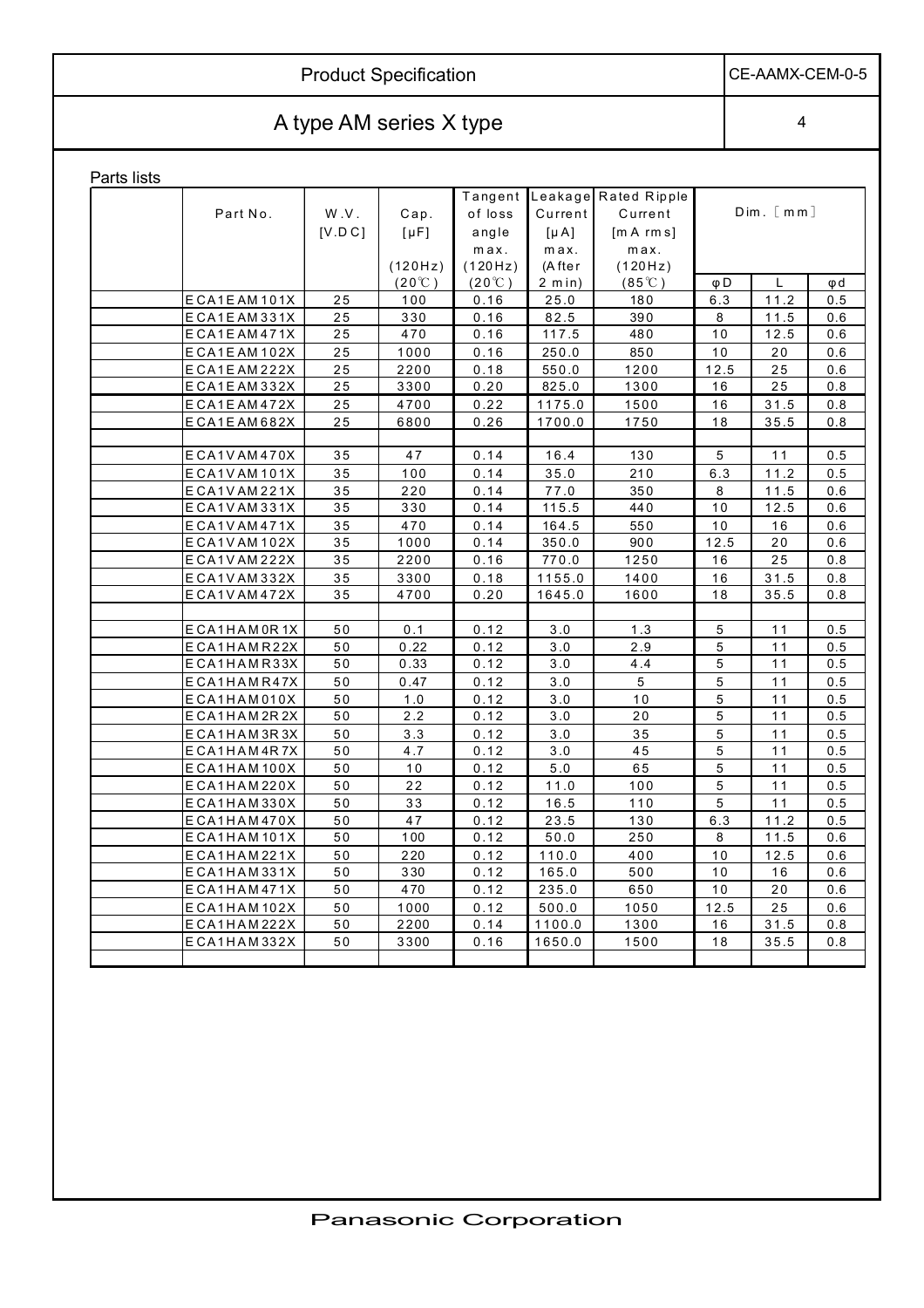# Product Specification

CE-AAMX-CEM-0-5

## A type AM series X type

Parts lists

| Part No. | W.V. [V.DC] | Cap. [μF] (120Hz) (20℃) | Tangent of loss angle max. (120Hz) (20℃) | Leakage Current [μA] max. (After 2 min) | Rated Ripple Current [mA rms] max. (120Hz) (85℃) | Dim. [mm] φD | L | φd |
|---|---|---|---|---|---|---|---|---|
| ECA1EAM101X | 25 | 100 | 0.16 | 25.0 | 180 | 6.3 | 11.2 | 0.5 |
| ECA1EAM331X | 25 | 330 | 0.16 | 82.5 | 390 | 8 | 11.5 | 0.6 |
| ECA1EAM471X | 25 | 470 | 0.16 | 117.5 | 480 | 10 | 12.5 | 0.6 |
| ECA1EAM102X | 25 | 1000 | 0.16 | 250.0 | 850 | 10 | 20 | 0.6 |
| ECA1EAM222X | 25 | 2200 | 0.18 | 550.0 | 1200 | 12.5 | 25 | 0.6 |
| ECA1EAM332X | 25 | 3300 | 0.20 | 825.0 | 1300 | 16 | 25 | 0.8 |
| ECA1EAM472X | 25 | 4700 | 0.22 | 1175.0 | 1500 | 16 | 31.5 | 0.8 |
| ECA1EAM682X | 25 | 6800 | 0.26 | 1700.0 | 1750 | 18 | 35.5 | 0.8 |
| | | | | | | | | |
| ECA1VAM470X | 35 | 47 | 0.14 | 16.4 | 130 | 5 | 11 | 0.5 |
| ECA1VAM101X | 35 | 100 | 0.14 | 35.0 | 210 | 6.3 | 11.2 | 0.5 |
| ECA1VAM221X | 35 | 220 | 0.14 | 77.0 | 350 | 8 | 11.5 | 0.6 |
| ECA1VAM331X | 35 | 330 | 0.14 | 115.5 | 440 | 10 | 12.5 | 0.6 |
| ECA1VAM471X | 35 | 470 | 0.14 | 164.5 | 550 | 10 | 16 | 0.6 |
| ECA1VAM102X | 35 | 1000 | 0.14 | 350.0 | 900 | 12.5 | 20 | 0.6 |
| ECA1VAM222X | 35 | 2200 | 0.16 | 770.0 | 1250 | 16 | 25 | 0.8 |
| ECA1VAM332X | 35 | 3300 | 0.18 | 1155.0 | 1400 | 16 | 31.5 | 0.8 |
| ECA1VAM472X | 35 | 4700 | 0.20 | 1645.0 | 1600 | 18 | 35.5 | 0.8 |
| | | | | | | | | |
| ECA1HAM0R1X | 50 | 0.1 | 0.12 | 3.0 | 1.3 | 5 | 11 | 0.5 |
| ECA1HAMR22X | 50 | 0.22 | 0.12 | 3.0 | 2.9 | 5 | 11 | 0.5 |
| ECA1HAMR33X | 50 | 0.33 | 0.12 | 3.0 | 4.4 | 5 | 11 | 0.5 |
| ECA1HAMR47X | 50 | 0.47 | 0.12 | 3.0 | 5 | 5 | 11 | 0.5 |
| ECA1HAM010X | 50 | 1.0 | 0.12 | 3.0 | 10 | 5 | 11 | 0.5 |
| ECA1HAM2R2X | 50 | 2.2 | 0.12 | 3.0 | 20 | 5 | 11 | 0.5 |
| ECA1HAM3R3X | 50 | 3.3 | 0.12 | 3.0 | 35 | 5 | 11 | 0.5 |
| ECA1HAM4R7X | 50 | 4.7 | 0.12 | 3.0 | 45 | 5 | 11 | 0.5 |
| ECA1HAM100X | 50 | 10 | 0.12 | 5.0 | 65 | 5 | 11 | 0.5 |
| ECA1HAM220X | 50 | 22 | 0.12 | 11.0 | 100 | 5 | 11 | 0.5 |
| ECA1HAM330X | 50 | 33 | 0.12 | 16.5 | 110 | 5 | 11 | 0.5 |
| ECA1HAM470X | 50 | 47 | 0.12 | 23.5 | 130 | 6.3 | 11.2 | 0.5 |
| ECA1HAM101X | 50 | 100 | 0.12 | 50.0 | 250 | 8 | 11.5 | 0.6 |
| ECA1HAM221X | 50 | 220 | 0.12 | 110.0 | 400 | 10 | 12.5 | 0.6 |
| ECA1HAM331X | 50 | 330 | 0.12 | 165.0 | 500 | 10 | 16 | 0.6 |
| ECA1HAM471X | 50 | 470 | 0.12 | 235.0 | 650 | 10 | 20 | 0.6 |
| ECA1HAM102X | 50 | 1000 | 0.12 | 500.0 | 1050 | 12.5 | 25 | 0.6 |
| ECA1HAM222X | 50 | 2200 | 0.14 | 1100.0 | 1300 | 16 | 31.5 | 0.8 |
| ECA1HAM332X | 50 | 3300 | 0.16 | 1650.0 | 1500 | 18 | 35.5 | 0.8 |

Panasonic Corporation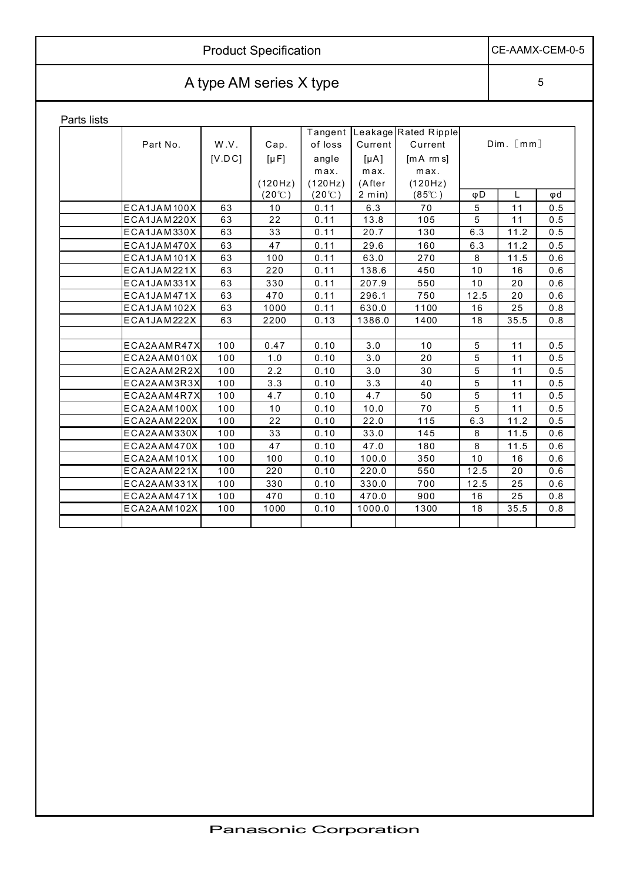# Product Specification

CE-AAMX-CEM-0-5

## A type AM series X type

Parts lists

| Part No. | W.V. [V.DC] | Cap. [μF] (120Hz) (20℃) | Tangent of loss angle max. (120Hz) (20℃) | Leakage Current [μA] max. (After 2 min) | Rated Ripple Current [mA rms] max. (120Hz) (85℃) | Dim. [mm] | | |
|---|---|---|---|---|---|---|---|---|
| | | | | | | φD | L | φd |
| ECA1JAM100X | 63 | 10 | 0.11 | 6.3 | 70 | 5 | 11 | 0.5 |
| ECA1JAM220X | 63 | 22 | 0.11 | 13.8 | 105 | 5 | 11 | 0.5 |
| ECA1JAM330X | 63 | 33 | 0.11 | 20.7 | 130 | 6.3 | 11.2 | 0.5 |
| ECA1JAM470X | 63 | 47 | 0.11 | 29.6 | 160 | 6.3 | 11.2 | 0.5 |
| ECA1JAM101X | 63 | 100 | 0.11 | 63.0 | 270 | 8 | 11.5 | 0.6 |
| ECA1JAM221X | 63 | 220 | 0.11 | 138.6 | 450 | 10 | 16 | 0.6 |
| ECA1JAM331X | 63 | 330 | 0.11 | 207.9 | 550 | 10 | 20 | 0.6 |
| ECA1JAM471X | 63 | 470 | 0.11 | 296.1 | 750 | 12.5 | 20 | 0.6 |
| ECA1JAM102X | 63 | 1000 | 0.11 | 630.0 | 1100 | 16 | 25 | 0.8 |
| ECA1JAM222X | 63 | 2200 | 0.13 | 1386.0 | 1400 | 18 | 35.5 | 0.8 |
| | | | | | | | | |
| ECA2AAMR47X | 100 | 0.47 | 0.10 | 3.0 | 10 | 5 | 11 | 0.5 |
| ECA2AAM010X | 100 | 1.0 | 0.10 | 3.0 | 20 | 5 | 11 | 0.5 |
| ECA2AAM2R2X | 100 | 2.2 | 0.10 | 3.0 | 30 | 5 | 11 | 0.5 |
| ECA2AAM3R3X | 100 | 3.3 | 0.10 | 3.3 | 40 | 5 | 11 | 0.5 |
| ECA2AAM4R7X | 100 | 4.7 | 0.10 | 4.7 | 50 | 5 | 11 | 0.5 |
| ECA2AAM100X | 100 | 10 | 0.10 | 10.0 | 70 | 5 | 11 | 0.5 |
| ECA2AAM220X | 100 | 22 | 0.10 | 22.0 | 115 | 6.3 | 11.2 | 0.5 |
| ECA2AAM330X | 100 | 33 | 0.10 | 33.0 | 145 | 8 | 11.5 | 0.6 |
| ECA2AAM470X | 100 | 47 | 0.10 | 47.0 | 180 | 8 | 11.5 | 0.6 |
| ECA2AAM101X | 100 | 100 | 0.10 | 100.0 | 350 | 10 | 16 | 0.6 |
| ECA2AAM221X | 100 | 220 | 0.10 | 220.0 | 550 | 12.5 | 20 | 0.6 |
| ECA2AAM331X | 100 | 330 | 0.10 | 330.0 | 700 | 12.5 | 25 | 0.6 |
| ECA2AAM471X | 100 | 470 | 0.10 | 470.0 | 900 | 16 | 25 | 0.8 |
| ECA2AAM102X | 100 | 1000 | 0.10 | 1000.0 | 1300 | 18 | 35.5 | 0.8 |

Panasonic Corporation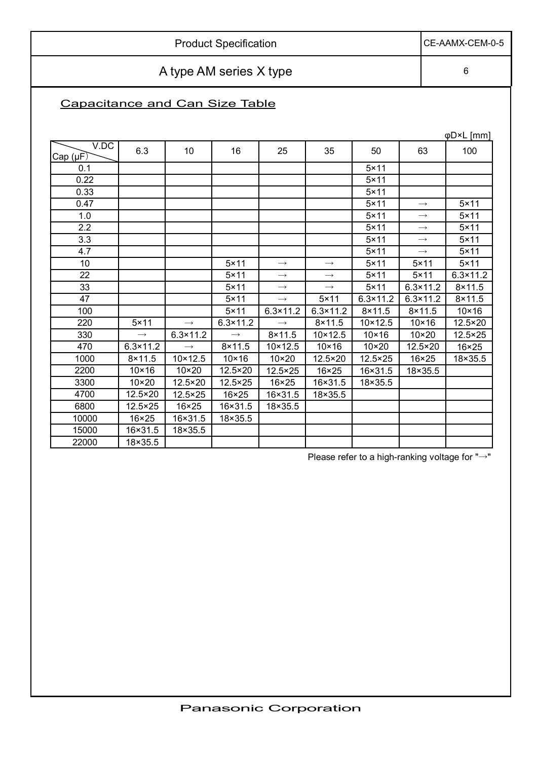Product Specification — CE-AAMX-CEM-0-5

A type AM series X type

## Capacitance and Can Size Table

φD×L [mm]

| Cap (μF) \ V.DC | 6.3 | 10 | 16 | 25 | 35 | 50 | 63 | 100 |
|---|---|---|---|---|---|---|---|---|
| 0.1 | | | | | | 5×11 | | |
| 0.22 | | | | | | 5×11 | | |
| 0.33 | | | | | | 5×11 | | |
| 0.47 | | | | | | 5×11 | → | 5×11 |
| 1.0 | | | | | | 5×11 | → | 5×11 |
| 2.2 | | | | | | 5×11 | → | 5×11 |
| 3.3 | | | | | | 5×11 | → | 5×11 |
| 4.7 | | | | | | 5×11 | → | 5×11 |
| 10 | | | 5×11 | → | → | 5×11 | 5×11 | 5×11 |
| 22 | | | 5×11 | → | → | 5×11 | 5×11 | 6.3×11.2 |
| 33 | | | 5×11 | → | → | 5×11 | 6.3×11.2 | 8×11.5 |
| 47 | | | 5×11 | → | 5×11 | 6.3×11.2 | 6.3×11.2 | 8×11.5 |
| 100 | | | 5×11 | 6.3×11.2 | 6.3×11.2 | 8×11.5 | 8×11.5 | 10×16 |
| 220 | 5×11 | → | 6.3×11.2 | → | 8×11.5 | 10×12.5 | 10×16 | 12.5×20 |
| 330 | → | 6.3×11.2 | → | 8×11.5 | 10×12.5 | 10×16 | 10×20 | 12.5×25 |
| 470 | 6.3×11.2 | → | 8×11.5 | 10×12.5 | 10×16 | 10×20 | 12.5×20 | 16×25 |
| 1000 | 8×11.5 | 10×12.5 | 10×16 | 10×20 | 12.5×20 | 12.5×25 | 16×25 | 18×35.5 |
| 2200 | 10×16 | 10×20 | 12.5×20 | 12.5×25 | 16×25 | 16×31.5 | 18×35.5 | |
| 3300 | 10×20 | 12.5×20 | 12.5×25 | 16×25 | 16×31.5 | 18×35.5 | | |
| 4700 | 12.5×20 | 12.5×25 | 16×25 | 16×31.5 | 18×35.5 | | | |
| 6800 | 12.5×25 | 16×25 | 16×31.5 | 18×35.5 | | | | |
| 10000 | 16×25 | 16×31.5 | 18×35.5 | | | | | |
| 15000 | 16×31.5 | 18×35.5 | | | | | | |
| 22000 | 18×35.5 | | | | | | | |

Please refer to a high-ranking voltage for "→"

Panasonic Corporation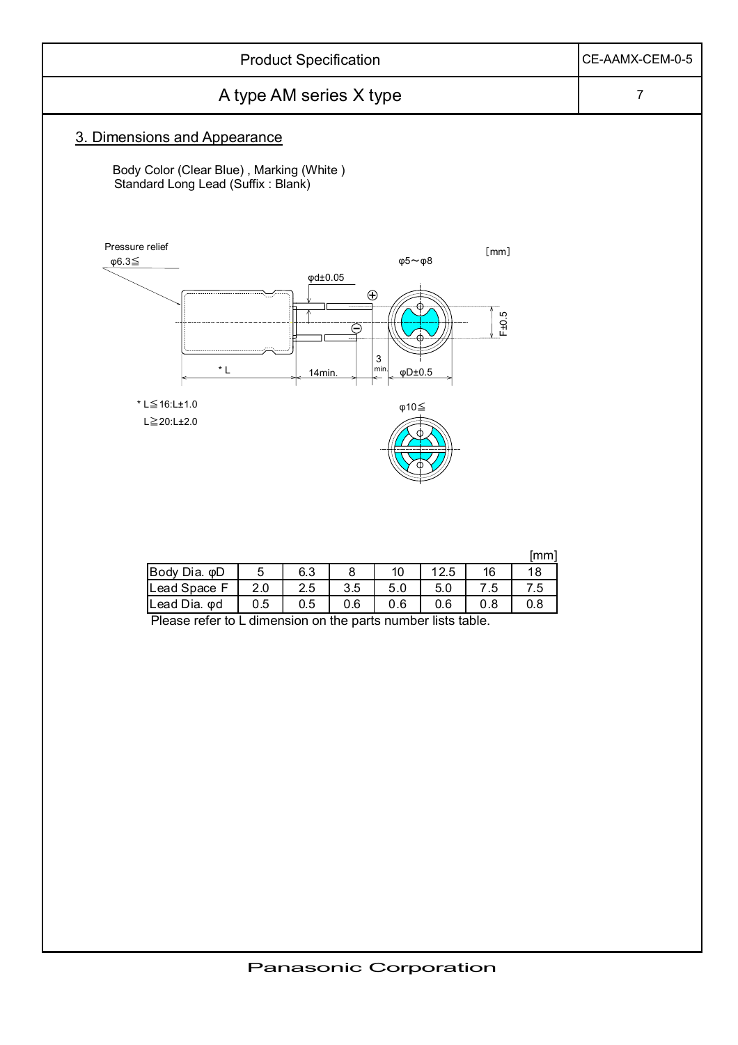## 3. Dimensions and Appearance

Body Color (Clear Blue) , Marking (White )
Standard Long Lead (Suffix : Blank)

Pressure relief
φ6.3≦

[mm]

φ5～φ8

φd±0.05

F±0.5

\* L

14min.

3 min.

φD±0.5

\* L≦16:L±1.0
L≧20:L±2.0

φ10≦

[mm]

| Body Dia. φD | 5 | 6.3 | 8 | 10 | 12.5 | 16 | 18 |
|---|---|---|---|---|---|---|---|
| Lead Space F | 2.0 | 2.5 | 3.5 | 5.0 | 5.0 | 7.5 | 7.5 |
| Lead Dia. φd | 0.5 | 0.5 | 0.6 | 0.6 | 0.6 | 0.8 | 0.8 |

Please refer to L dimension on the parts number lists table.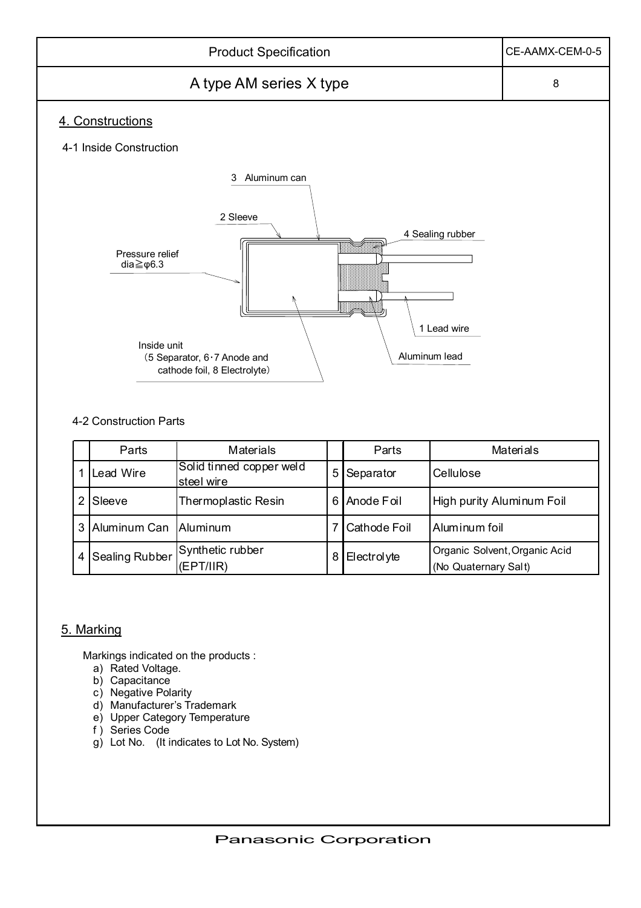## 4. Constructions

### 4-1 Inside Construction

3 Aluminum can

2 Sleeve

4 Sealing rubber

Pressure relief dia≧φ6.3

1 Lead wire

Inside unit
(5 Separator, 6・7 Anode and cathode foil, 8 Electrolyte)

Aluminum lead

### 4-2 Construction Parts

| | Parts | Materials | | Parts | Materials |
|---|---|---|---|---|---|
| 1 | Lead Wire | Solid tinned copper weld steel wire | 5 | Separator | Cellulose |
| 2 | Sleeve | Thermoplastic Resin | 6 | Anode Foil | High purity Aluminum Foil |
| 3 | Aluminum Can | Aluminum | 7 | Cathode Foil | Aluminum foil |
| 4 | Sealing Rubber | Synthetic rubber (EPT/IIR) | 8 | Electrolyte | Organic Solvent, Organic Acid (No Quaternary Salt) |

## 5. Marking

Markings indicated on the products :

a) Rated Voltage.
b) Capacitance
c) Negative Polarity
d) Manufacturer's Trademark
e) Upper Category Temperature
f ) Series Code
g) Lot No. (It indicates to Lot No. System)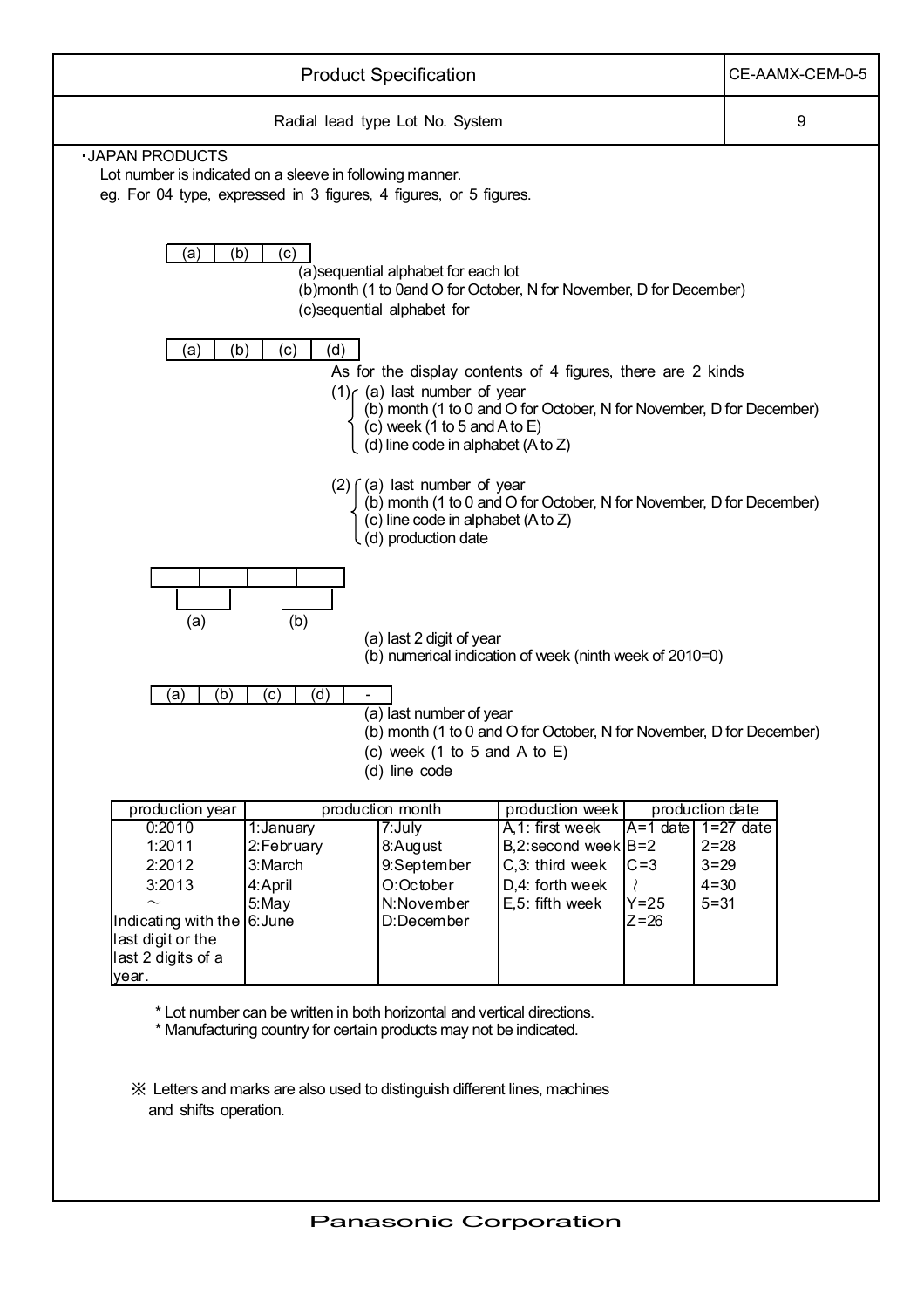Radial lead type Lot No. System

・JAPAN PRODUCTS

Lot number is indicated on a sleeve in following manner.
eg. For 04 type, expressed in 3 figures, 4 figures, or 5 figures.

| (a) | (b) | (c) |
|---|---|---|

(a)sequential alphabet for each lot
(b)month (1 to 0and O for October, N for November, D for December)
(c)sequential alphabet for

| (a) | (b) | (c) | (d) |
|---|---|---|---|

As for the display contents of 4 figures, there are 2 kinds

(1)
- (a) last number of year
- (b) month (1 to 0 and O for October, N for November, D for December)
- (c) week (1 to 5 and A to E)
- (d) line code in alphabet (A to Z)

(2)
- (a) last number of year
- (b) month (1 to 0 and O for October, N for November, D for December)
- (c) line code in alphabet (A to Z)
- (d) production date

| (a) | | (b) | |
|---|---|---|---|

(a) last 2 digit of year
(b) numerical indication of week (ninth week of 2010=0)

| (a) | (b) | (c) | (d) | - |
|---|---|---|---|---|

(a) last number of year
(b) month (1 to 0 and O for October, N for November, D for December)
(c) week (1 to 5 and A to E)
(d) line code

| production year | production month | | production week | production date | |
|---|---|---|---|---|---|
| 0:2010 | 1:January | 7:July | A,1: first week | A=1 date | 1=27 date |
| 1:2011 | 2:February | 8:August | B,2:second week | B=2 | 2=28 |
| 2:2012 | 3:March | 9:September | C,3: third week | C=3 | 3=29 |
| 3:2013 | 4:April | O:October | D,4: forth week | ≀ | 4=30 |
| ～ | 5:May | N:November | E,5: fifth week | Y=25 | 5=31 |
| Indicating with the last digit or the last 2 digits of a year. | 6:June | D:December | | Z=26 | |

* Lot number can be written in both horizontal and vertical directions.
* Manufacturing country for certain products may not be indicated.

※ Letters and marks are also used to distinguish different lines, machines and shifts operation.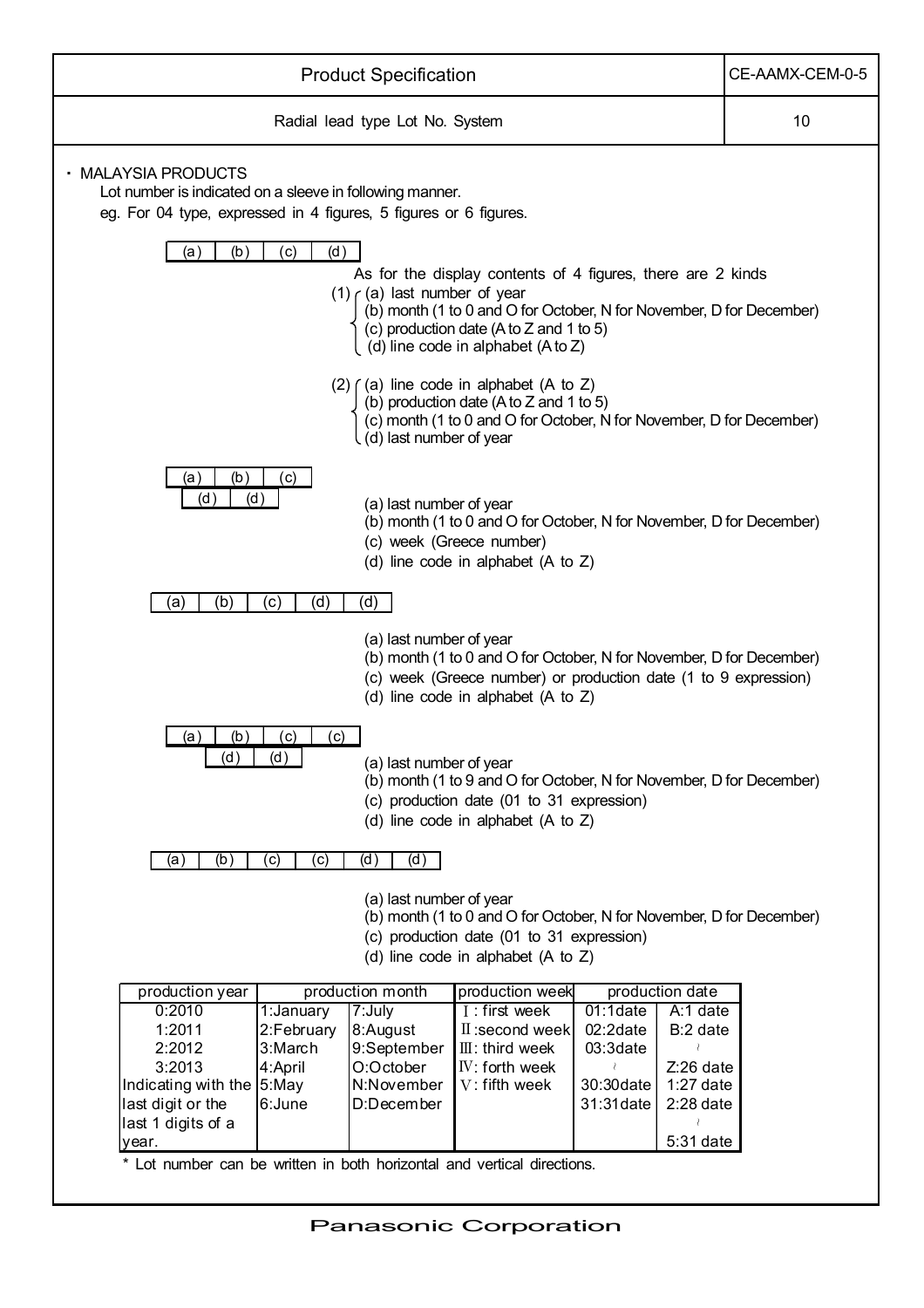| Product Specification | CE-AAMX-CEM-0-5 |
|---|---|
| Radial lead type Lot No. System | 10 |

・ MALAYSIA PRODUCTS

Lot number is indicated on a sleeve in following manner.

eg. For 04 type, expressed in 4 figures, 5 figures or 6 figures.

| (a) | (b) | (c) | (d) |
|---|---|---|---|

As for the display contents of 4 figures, there are 2 kinds

(1)
- (a) last number of year
- (b) month (1 to 0 and O for October, N for November, D for December)
- (c) production date (A to Z and 1 to 5)
- (d) line code in alphabet (A to Z)

(2)
- (a) line code in alphabet (A to Z)
- (b) production date (A to Z and 1 to 5)
- (c) month (1 to 0 and O for October, N for November, D for December)
- (d) last number of year

| (a) | (b) | (c) |
|---|---|---|
| (d) | (d) | |

- (a) last number of year
- (b) month (1 to 0 and O for October, N for November, D for December)
- (c) week (Greece number)
- (d) line code in alphabet (A to Z)

| (a) | (b) | (c) | (d) | (d) |
|---|---|---|---|---|

- (a) last number of year
- (b) month (1 to 0 and O for October, N for November, D for December)
- (c) week (Greece number) or production date (1 to 9 expression)
- (d) line code in alphabet (A to Z)

| (a) | (b) | (c) | (c) |
|---|---|---|---|
| | (d) | (d) | |

- (a) last number of year
- (b) month (1 to 9 and O for October, N for November, D for December)
- (c) production date (01 to 31 expression)
- (d) line code in alphabet (A to Z)

| (a) | (b) | (c) | (c) | (d) | (d) |
|---|---|---|---|---|---|

- (a) last number of year
- (b) month (1 to 0 and O for October, N for November, D for December)
- (c) production date (01 to 31 expression)
- (d) line code in alphabet (A to Z)

| production year | production month | | production week | production date | |
|---|---|---|---|---|---|
| 0:2010 | 1:January | 7:July | Ⅰ: first week | 01:1date | A:1 date |
| 1:2011 | 2:February | 8:August | Ⅱ:second week | 02:2date | B:2 date |
| 2:2012 | 3:March | 9:September | Ⅲ: third week | 03:3date | ≀ |
| 3:2013 | 4:April | O:October | Ⅳ: forth week | ≀ | Z:26 date |
| Indicating with the | 5:May | N:November | Ⅴ: fifth week | 30:30date | 1:27 date |
| last digit or the | 6:June | D:December | | 31:31date | 2:28 date |
| last 1 digits of a | | | | | ≀ |
| year. | | | | | 5:31 date |

* Lot number can be written in both horizontal and vertical directions.

Panasonic Corporation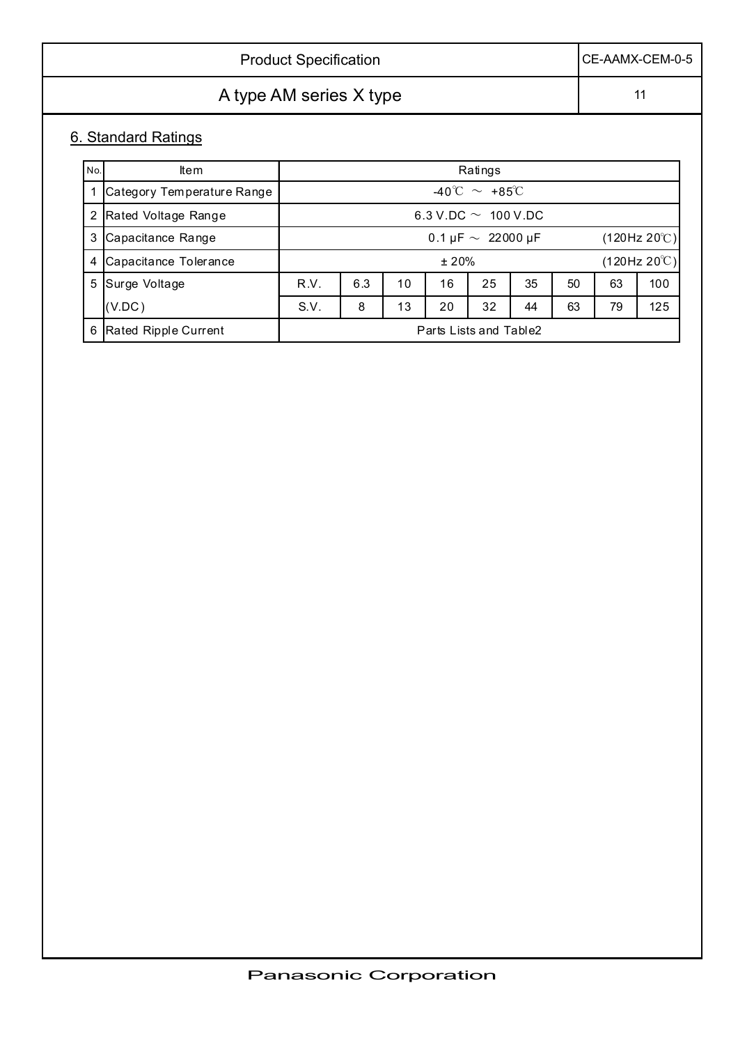## 6. Standard Ratings

| No. | Item | Ratings | | | | | | | | |
|---|---|---|---|---|---|---|---|---|---|---|
| 1 | Category Temperature Range | -40℃ ～ +85℃ | | | | | | | | |
| 2 | Rated Voltage Range | 6.3 V.DC ～ 100 V.DC | | | | | | | | |
| 3 | Capacitance Range | 0.1 μF ～ 22000 μF (120Hz 20℃) | | | | | | | | |
| 4 | Capacitance Tolerance | ± 20% (120Hz 20℃) | | | | | | | | |
| 5 | Surge Voltage | R.V. | 6.3 | 10 | 16 | 25 | 35 | 50 | 63 | 100 |
| | (V.DC) | S.V. | 8 | 13 | 20 | 32 | 44 | 63 | 79 | 125 |
| 6 | Rated Ripple Current | Parts Lists and Table2 | | | | | | | | |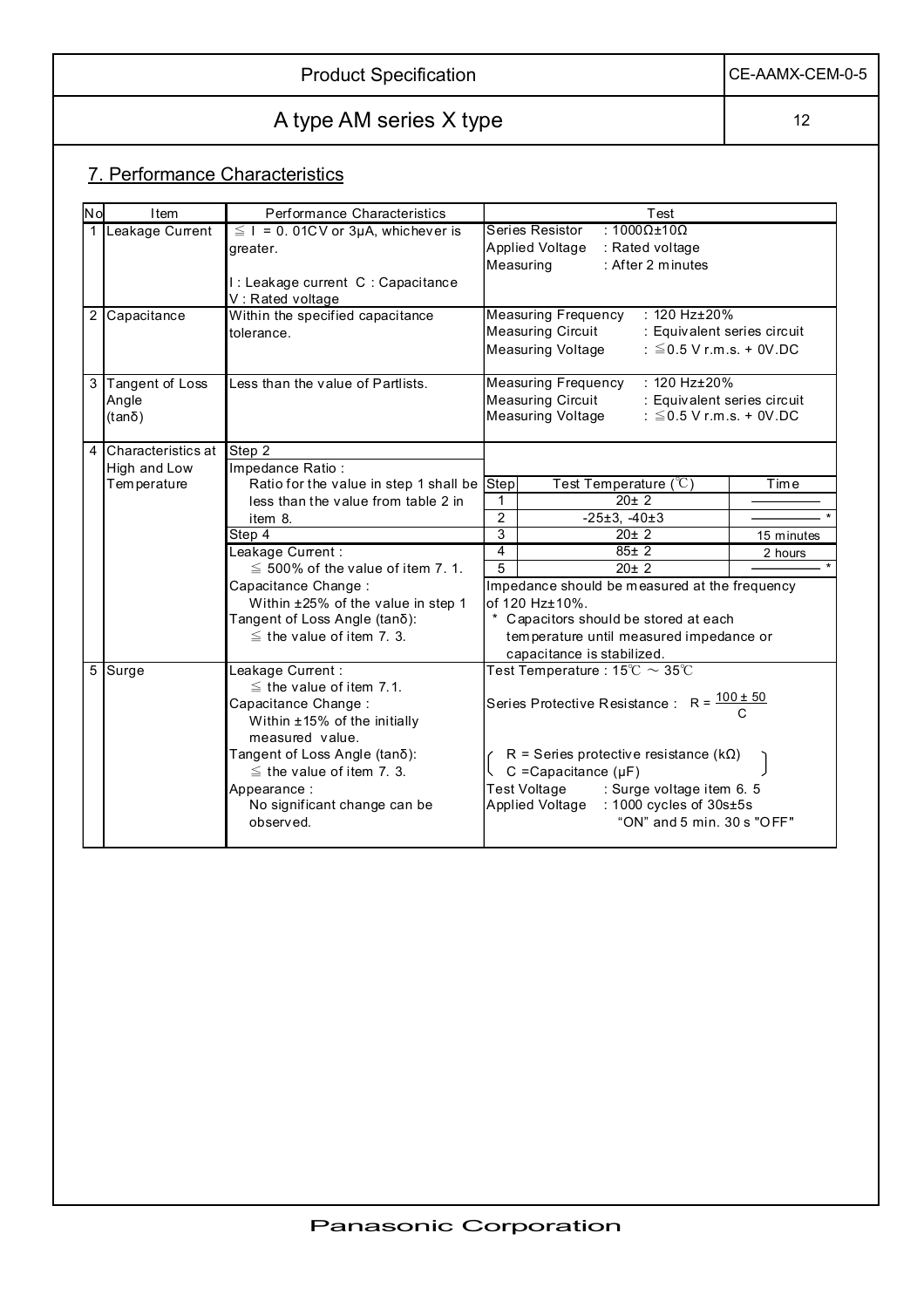## 7. Performance Characteristics

| No | Item | Performance Characteristics | Test |
|---|---|---|---|
| 1 | Leakage Current | ≦ I = 0. 01CV or 3μA, whichever is greater.<br><br>I : Leakage current C : Capacitance<br>V : Rated voltage | Series Resistor : 1000Ω±10Ω<br>Applied Voltage : Rated voltage<br>Measuring : After 2 minutes |
| 2 | Capacitance | Within the specified capacitance tolerance. | Measuring Frequency : 120 Hz±20%<br>Measuring Circuit : Equivalent series circuit<br>Measuring Voltage : ≦0.5 V r.m.s. + 0V.DC |
| 3 | Tangent of Loss Angle (tanδ) | Less than the value of Partlists. | Measuring Frequency : 120 Hz±20%<br>Measuring Circuit : Equivalent series circuit<br>Measuring Voltage : ≦0.5 V r.m.s. + 0V.DC |
| 4 | Characteristics at High and Low Temperature | Step 2<br>Impedance Ratio :<br>Ratio for the value in step 1 shall be less than the value from table 2 in item 8.<br>Step 4<br>Leakage Current :<br>≦ 500% of the value of item 7. 1.<br>Capacitance Change :<br>Within ±25% of the value in step 1<br>Tangent of Loss Angle (tanδ):<br>≦ the value of item 7. 3. | See table below.<br><br>Impedance should be measured at the frequency of 120 Hz±10%.<br>\* Capacitors should be stored at each temperature until measured impedance or capacitance is stabilized. |
| 5 | Surge | Leakage Current :<br>≦ the value of item 7.1.<br>Capacitance Change :<br>Within ±15% of the initially measured value.<br>Tangent of Loss Angle (tanδ):<br>≦ the value of item 7. 3.<br>Appearance :<br>No significant change can be observed. | Test Temperature : 15℃ ～ 35℃<br><br>Series Protective Resistance : $R = \frac{100 \pm 50}{C}$<br><br>( R = Series protective resistance (kΩ)<br>C =Capacitance (μF) )<br>Test Voltage : Surge voltage item 6. 5<br>Applied Voltage : 1000 cycles of 30s±5s "ON" and 5 min. 30 s "OFF" |

Item 4 test conditions:

| Step | Test Temperature (℃) | Time |
|---|---|---|
| 1 | 20± 2 | ――― |
| 2 | -25±3, -40±3 | ――― * |
| 3 | 20± 2 | 15 minutes |
| 4 | 85± 2 | 2 hours |
| 5 | 20± 2 | ――― * |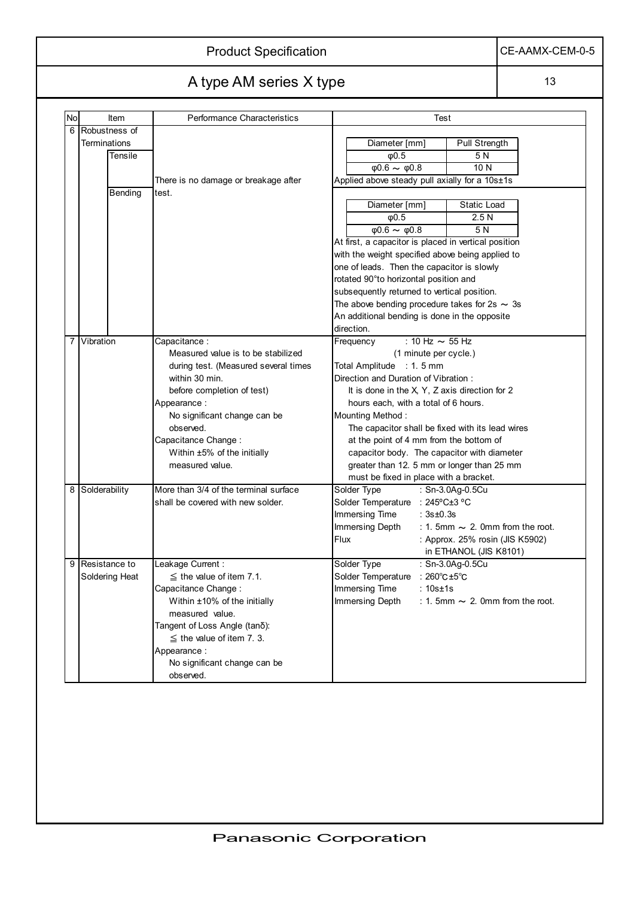# Product Specification — CE-AAMX-CEM-0-5

## A type AM series X type

| No | Item | | Performance Characteristics | Test |
|---|---|---|---|---|
| 6 | Robustness of Terminations | Tensile | There is no damage or breakage after test. | Diameter [mm] / Pull Strength: φ0.5 → 5 N; φ0.6 ～ φ0.8 → 10 N<br>Applied above steady pull axially for a 10s±1s |
| | | Bending | | Diameter [mm] / Static Load: φ0.5 → 2.5 N; φ0.6 ～ φ0.8 → 5 N<br>At first, a capacitor is placed in vertical position with the weight specified above being applied to one of leads. Then the capacitor is slowly rotated 90°to horizontal position and subsequently returned to vertical position.<br>The above bending procedure takes for 2s ～ 3s<br>An additional bending is done in the opposite direction. |
| 7 | Vibration | | Capacitance :<br>Measured value is to be stabilized during test. (Measured several times within 30 min. before completion of test)<br>Appearance :<br>No significant change can be observed.<br>Capacitance Change :<br>Within ±5% of the initially measured value. | Frequency : 10 Hz ～ 55 Hz (1 minute per cycle.)<br>Total Amplitude : 1. 5 mm<br>Direction and Duration of Vibration :<br>It is done in the X, Y, Z axis direction for 2 hours each, with a total of 6 hours.<br>Mounting Method :<br>The capacitor shall be fixed with its lead wires at the point of 4 mm from the bottom of capacitor body. The capacitor with diameter greater than 12. 5 mm or longer than 25 mm must be fixed in place with a bracket. |
| 8 | Solderability | | More than 3/4 of the terminal surface shall be covered with new solder. | Solder Type : Sn-3.0Ag-0.5Cu<br>Solder Temperature : 245ºC±3 ºC<br>Immersing Time : 3s±0.3s<br>Immersing Depth : 1. 5mm ～ 2. 0mm from the root.<br>Flux : Approx. 25% rosin (JIS K5902) in ETHANOL (JIS K8101) |
| 9 | Resistance to Soldering Heat | | Leakage Current :<br>≦ the value of item 7.1.<br>Capacitance Change :<br>Within ±10% of the initially measured value.<br>Tangent of Loss Angle (tanδ):<br>≦ the value of item 7. 3.<br>Appearance :<br>No significant change can be observed. | Solder Type : Sn-3.0Ag-0.5Cu<br>Solder Temperature : 260℃±5℃<br>Immersing Time : 10s±1s<br>Immersing Depth : 1. 5mm ～ 2. 0mm from the root. |

Panasonic Corporation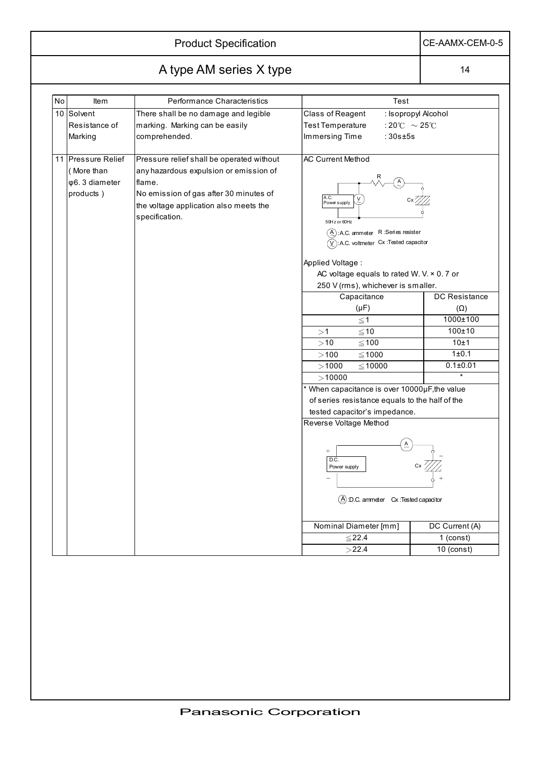# Product Specification

CE-AAMX-CEM-0-5

## A type AM series X type

| No | Item | Performance Characteristics | Test |
|---|---|---|---|
| 10 | Solvent Resistance of Marking | There shall be no damage and legible marking. Marking can be easily comprehended. | Class of Reagent : Isopropyl Alcohol<br>Test Temperature : 20℃ ～25℃<br>Immersing Time : 30s±5s |
| 11 | Pressure Relief ( More than φ6. 3 diameter products ) | Pressure relief shall be operated without any hazardous expulsion or emission of flame.<br>No emission of gas after 30 minutes of the voltage application also meets the specification. | AC Current Method<br>A.C. Power supply, 50Hz or 60Hz<br>A :A.C. ammeter R :Series resister<br>V :A.C. voltmeter Cx :Tested capacitor<br><br>Applied Voltage :<br>AC voltage equals to rated W. V. × 0. 7 or 250 V (rms), whichever is smaller. |

| Capacitance (μF) | | DC Resistance (Ω) |
|---|---|---|
| | ≦1 | 1000±100 |
| ＞1 | ≦10 | 100±10 |
| ＞10 | ≦100 | 10±1 |
| ＞100 | ≦1000 | 1±0.1 |
| ＞1000 | ≦10000 | 0.1±0.01 |
| ＞10000 | | * |

* When capacitance is over 10000μF,the value of series resistance equals to the half of the tested capacitor's impedance.

Reverse Voltage Method

D.C. Power supply

A :D.C. ammeter Cx :Tested capacitor

| Nominal Diameter [mm] | DC Current (A) |
|---|---|
| ≦22.4 | 1 (const) |
| ＞22.4 | 10 (const) |

Panasonic Corporation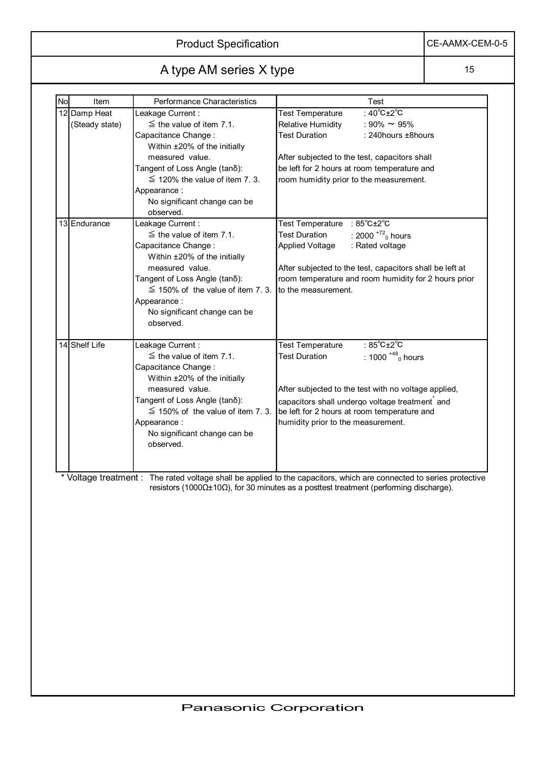# Product Specification

CE-AAMX-CEM-0-5

## A type AM series X type

| No | Item | Performance Characteristics | Test |
|---|---|---|---|
| 12 | Damp Heat (Steady state) | Leakage Current : ≦ the value of item 7.1.<br>Capacitance Change : Within ±20% of the initially measured value.<br>Tangent of Loss Angle (tanδ): ≦ 120% the value of item 7. 3.<br>Appearance : No significant change can be observed. | Test Temperature : 40℃±2℃<br>Relative Humidity : 90% ～ 95%<br>Test Duration : 240hours ±8hours<br><br>After subjected to the test, capacitors shall be left for 2 hours at room temperature and room humidity prior to the measurement. |
| 13 | Endurance | Leakage Current : ≦ the value of item 7.1.<br>Capacitance Change : Within ±20% of the initially measured value.<br>Tangent of Loss Angle (tanδ): ≦ 150% of the value of item 7. 3.<br>Appearance : No significant change can be observed. | Test Temperature : 85℃±2℃<br>Test Duration : $2000^{+72}_{0}$ hours<br>Applied Voltage : Rated voltage<br><br>After subjected to the test, capacitors shall be left at room temperature and room humidity for 2 hours prior to the measurement. |
| 14 | Shelf Life | Leakage Current : ≦ the value of item 7.1.<br>Capacitance Change : Within ±20% of the initially measured value.<br>Tangent of Loss Angle (tanδ): ≦ 150% of the value of item 7. 3.<br>Appearance : No significant change can be observed. | Test Temperature : 85℃±2℃<br>Test Duration : $1000^{+48}_{0}$ hours<br><br>After subjected to the test with no voltage applied, capacitors shall undergo voltage treatment* and be left for 2 hours at room temperature and humidity prior to the measurement. |

\* Voltage treatment : The rated voltage shall be applied to the capacitors, which are connected to series protective resistors (1000Ω±10Ω), for 30 minutes as a posttest treatment (performing discharge).

Panasonic Corporation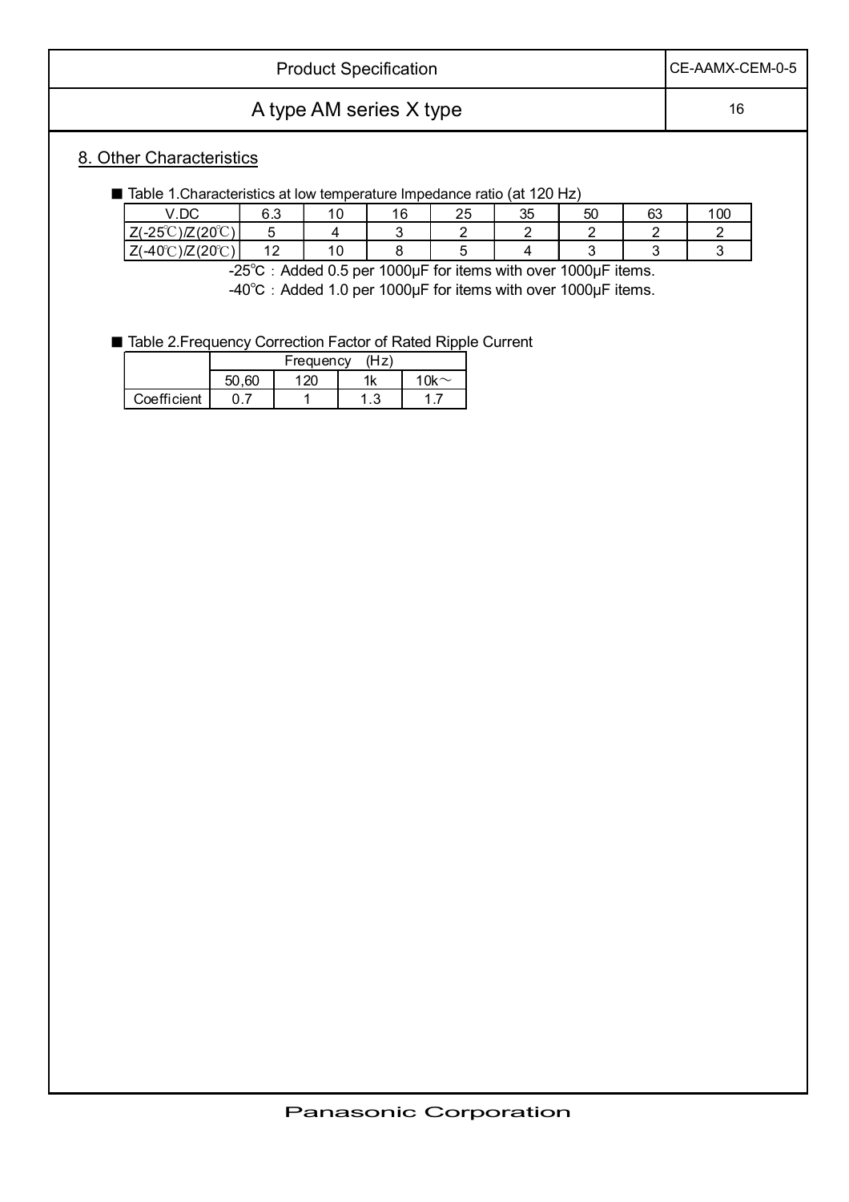## 8. Other Characteristics

■ Table 1.Characteristics at low temperature Impedance ratio (at 120 Hz)

| V.DC | 6.3 | 10 | 16 | 25 | 35 | 50 | 63 | 100 |
|---|---|---|---|---|---|---|---|---|
| Z(-25℃)/Z(20℃) | 5 | 4 | 3 | 2 | 2 | 2 | 2 | 2 |
| Z(-40℃)/Z(20℃) | 12 | 10 | 8 | 5 | 4 | 3 | 3 | 3 |

-25℃：Added 0.5 per 1000μF for items with over 1000μF items.

-40℃：Added 1.0 per 1000μF for items with over 1000μF items.

■ Table 2.Frequency Correction Factor of Rated Ripple Current

| | Frequency (Hz) | | | |
|---|---|---|---|---|
| | 50,60 | 120 | 1k | 10k～ |
| Coefficient | 0.7 | 1 | 1.3 | 1.7 |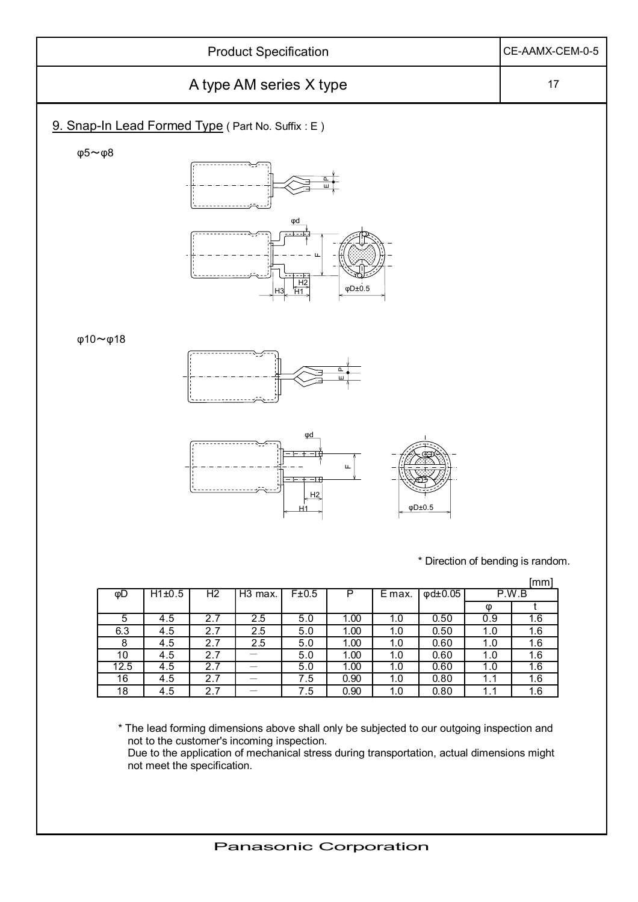## 9. Snap-In Lead Formed Type ( Part No. Suffix : E )

φ5～φ8

φ10～φ18

\* Direction of bending is random.

[mm]

| φD | H1±0.5 | H2 | H3 max. | F±0.5 | P | E max. | φd±0.05 | P.W.B | |
|---|---|---|---|---|---|---|---|---|---|
| | | | | | | | | φ | t |
| 5 | 4.5 | 2.7 | 2.5 | 5.0 | 1.00 | 1.0 | 0.50 | 0.9 | 1.6 |
| 6.3 | 4.5 | 2.7 | 2.5 | 5.0 | 1.00 | 1.0 | 0.50 | 1.0 | 1.6 |
| 8 | 4.5 | 2.7 | 2.5 | 5.0 | 1.00 | 1.0 | 0.60 | 1.0 | 1.6 |
| 10 | 4.5 | 2.7 | － | 5.0 | 1.00 | 1.0 | 0.60 | 1.0 | 1.6 |
| 12.5 | 4.5 | 2.7 | － | 5.0 | 1.00 | 1.0 | 0.60 | 1.0 | 1.6 |
| 16 | 4.5 | 2.7 | － | 7.5 | 0.90 | 1.0 | 0.80 | 1.1 | 1.6 |
| 18 | 4.5 | 2.7 | － | 7.5 | 0.90 | 1.0 | 0.80 | 1.1 | 1.6 |

\* The lead forming dimensions above shall only be subjected to our outgoing inspection and not to the customer's incoming inspection.
Due to the application of mechanical stress during transportation, actual dimensions might not meet the specification.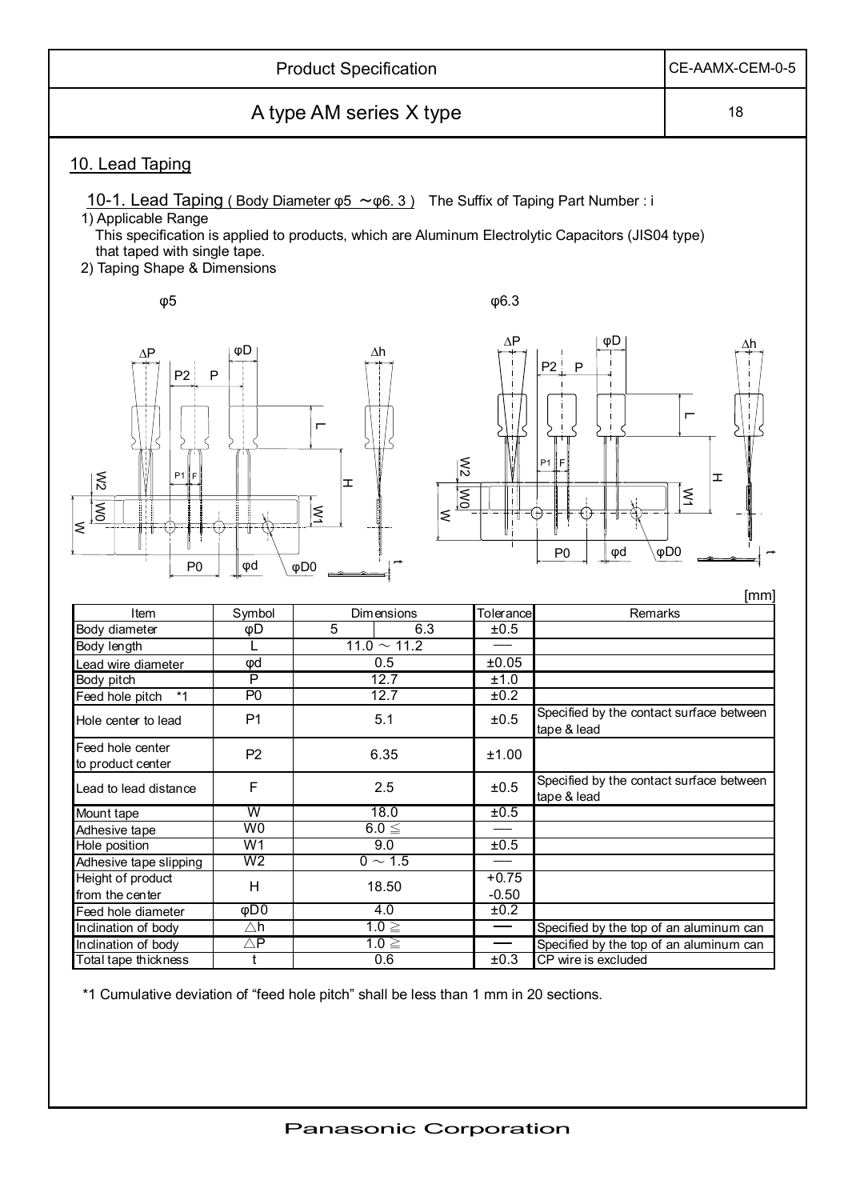## 10. Lead Taping

### 10-1. Lead Taping ( Body Diameter φ5 ～φ6. 3 )  The Suffix of Taping Part Number : i

1) Applicable Range

This specification is applied to products, which are Aluminum Electrolytic Capacitors (JIS04 type) that taped with single tape.

2) Taping Shape & Dimensions

φ5 φ6.3

[mm]

| Item | Symbol | Dimensions | | Tolerance | Remarks |
|---|---|---|---|---|---|
| Body diameter | φD | 5 | 6.3 | ±0.5 | |
| Body length | L | 11.0 ～ 11.2 | | — | |
| Lead wire diameter | φd | 0.5 | | ±0.05 | |
| Body pitch | P | 12.7 | | ±1.0 | |
| Feed hole pitch *1 | P0 | 12.7 | | ±0.2 | |
| Hole center to lead | P1 | 5.1 | | ±0.5 | Specified by the contact surface between tape & lead |
| Feed hole center to product center | P2 | 6.35 | | ±1.00 | |
| Lead to lead distance | F | 2.5 | | ±0.5 | Specified by the contact surface between tape & lead |
| Mount tape | W | 18.0 | | ±0.5 | |
| Adhesive tape | W0 | 6.0 ≦ | | — | |
| Hole position | W1 | 9.0 | | ±0.5 | |
| Adhesive tape slipping | W2 | 0 ～ 1.5 | | — | |
| Height of product from the center | H | 18.50 | | +0.75 -0.50 | |
| Feed hole diameter | φD0 | 4.0 | | ±0.2 | |
| Inclination of body | △h | 1.0 ≧ | | — | Specified by the top of an aluminum can |
| Inclination of body | △P | 1.0 ≧ | | — | Specified by the top of an aluminum can |
| Total tape thickness | t | 0.6 | | ±0.3 | CP wire is excluded |

*1 Cumulative deviation of “feed hole pitch” shall be less than 1 mm in 20 sections.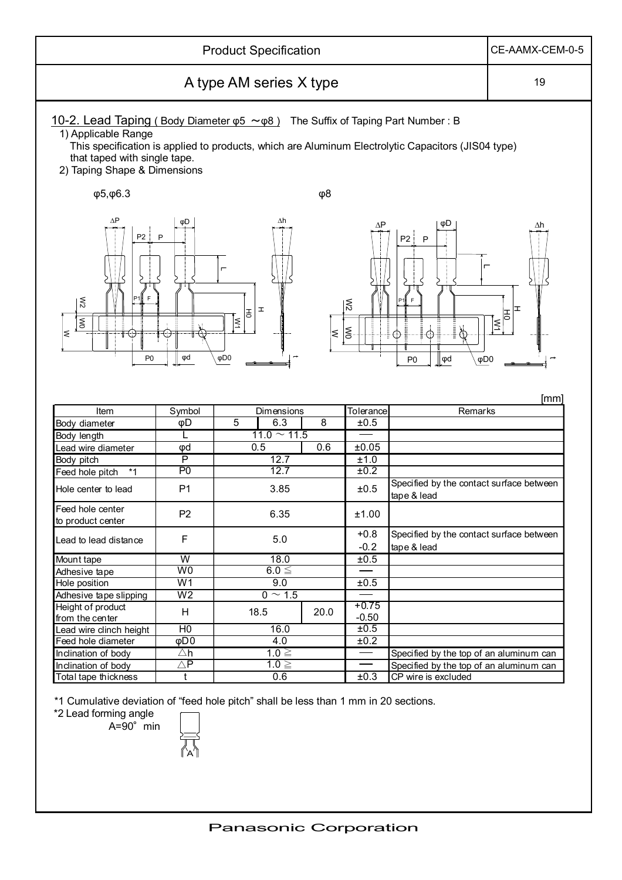## 10-2. Lead Taping ( Body Diameter φ5 ～φ8 ) The Suffix of Taping Part Number : B

1) Applicable Range

This specification is applied to products, which are Aluminum Electrolytic Capacitors (JIS04 type) that taped with single tape.

2) Taping Shape & Dimensions

φ5,φ6.3 φ8

[mm]

| Item | Symbol | Dimensions | | | Tolerance | Remarks |
|---|---|---|---|---|---|---|
| Body diameter | φD | 5 | 6.3 | 8 | ±0.5 | |
| Body length | L | 11.0 ～ 11.5 | | | — | |
| Lead wire diameter | φd | 0.5 | | 0.6 | ±0.05 | |
| Body pitch | P | 12.7 | | | ±1.0 | |
| Feed hole pitch *1 | P0 | 12.7 | | | ±0.2 | |
| Hole center to lead | P1 | 3.85 | | | ±0.5 | Specified by the contact surface between tape & lead |
| Feed hole center to product center | P2 | 6.35 | | | ±1.00 | |
| Lead to lead distance | F | 5.0 | | | +0.8 -0.2 | Specified by the contact surface between tape & lead |
| Mount tape | W | 18.0 | | | ±0.5 | |
| Adhesive tape | W0 | 6.0 ≦ | | | — | |
| Hole position | W1 | 9.0 | | | ±0.5 | |
| Adhesive tape slipping | W2 | 0 ～ 1.5 | | | — | |
| Height of product from the center | H | 18.5 | | 20.0 | +0.75 -0.50 | |
| Lead wire clinch height | H0 | 16.0 | | | ±0.5 | |
| Feed hole diameter | φD0 | 4.0 | | | ±0.2 | |
| Inclination of body | △h | 1.0 ≧ | | | — | Specified by the top of an aluminum can |
| Inclination of body | △P | 1.0 ≧ | | | — | Specified by the top of an aluminum can |
| Total tape thickness | t | 0.6 | | | ±0.3 | CP wire is excluded |

*1 Cumulative deviation of "feed hole pitch" shall be less than 1 mm in 20 sections.

*2 Lead forming angle

A=90° min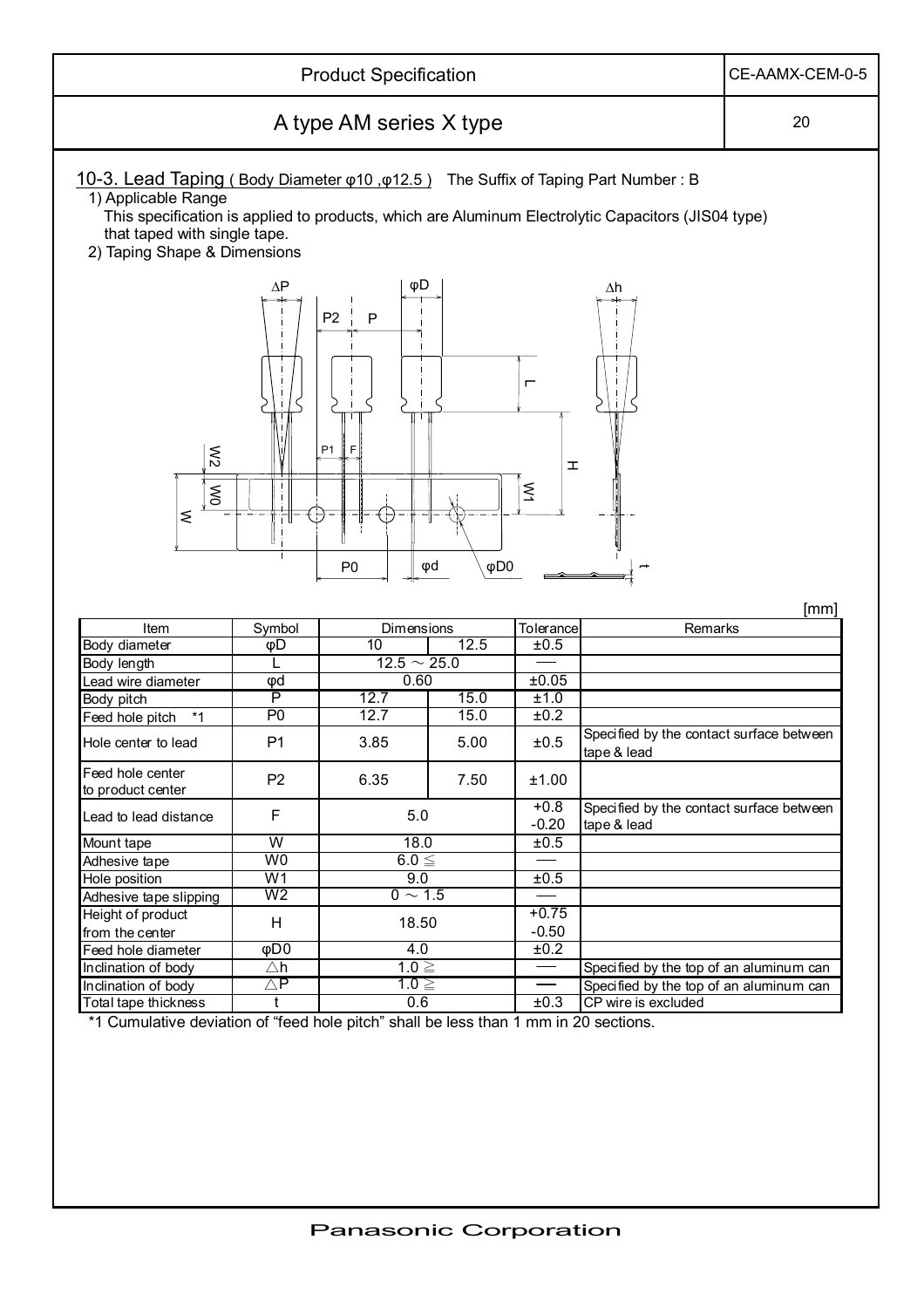## 10-3. Lead Taping ( Body Diameter φ10 ,φ12.5 ) The Suffix of Taping Part Number : B

1) Applicable Range

This specification is applied to products, which are Aluminum Electrolytic Capacitors (JIS04 type) that taped with single tape.

2) Taping Shape & Dimensions

[mm]

| Item | Symbol | Dimensions | | Tolerance | Remarks |
|---|---|---|---|---|---|
| Body diameter | φD | 10 | 12.5 | ±0.5 | |
| Body length | L | 12.5 ～ 25.0 | | — | |
| Lead wire diameter | φd | 0.60 | | ±0.05 | |
| Body pitch | P | 12.7 | 15.0 | ±1.0 | |
| Feed hole pitch *1 | P0 | 12.7 | 15.0 | ±0.2 | |
| Hole center to lead | P1 | 3.85 | 5.00 | ±0.5 | Specified by the contact surface between tape & lead |
| Feed hole center to product center | P2 | 6.35 | 7.50 | ±1.00 | |
| Lead to lead distance | F | 5.0 | | +0.8 -0.20 | Specified by the contact surface between tape & lead |
| Mount tape | W | 18.0 | | ±0.5 | |
| Adhesive tape | W0 | 6.0 ≦ | | — | |
| Hole position | W1 | 9.0 | | ±0.5 | |
| Adhesive tape slipping | W2 | 0 ～ 1.5 | | — | |
| Height of product from the center | H | 18.50 | | +0.75 -0.50 | |
| Feed hole diameter | φD0 | 4.0 | | ±0.2 | |
| Inclination of body | △h | 1.0 ≧ | | — | Specified by the top of an aluminum can |
| Inclination of body | △P | 1.0 ≧ | | — | Specified by the top of an aluminum can |
| Total tape thickness | t | 0.6 | | ±0.3 | CP wire is excluded |

*1 Cumulative deviation of "feed hole pitch" shall be less than 1 mm in 20 sections.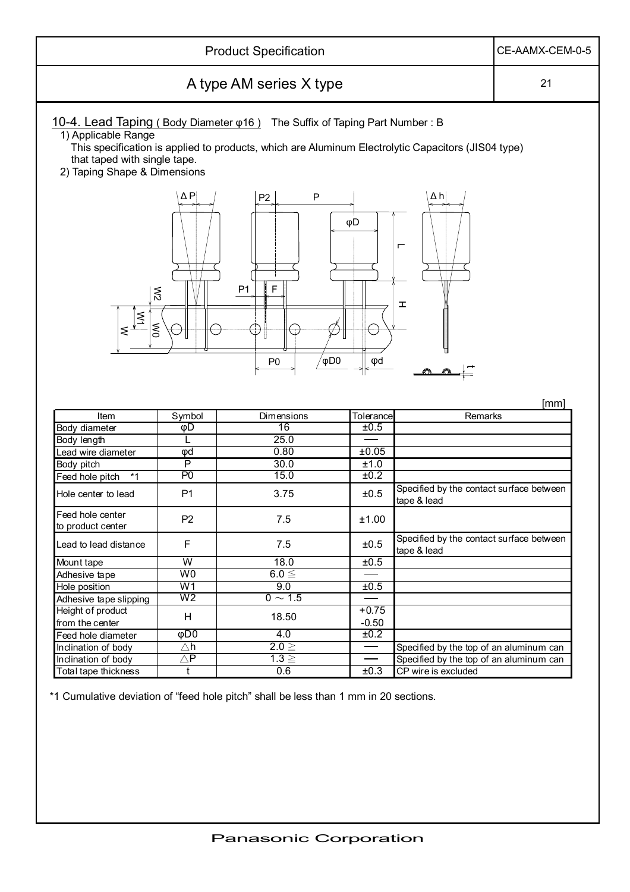## 10-4. Lead Taping ( Body Diameter φ16 )   The Suffix of Taping Part Number : B

1) Applicable Range

This specification is applied to products, which are Aluminum Electrolytic Capacitors (JIS04 type) that taped with single tape.

2) Taping Shape & Dimensions

[mm]

| Item | Symbol | Dimensions | Tolerance | Remarks |
|---|---|---|---|---|
| Body diameter | φD | 16 | ±0.5 | |
| Body length | L | 25.0 | — | |
| Lead wire diameter | φd | 0.80 | ±0.05 | |
| Body pitch | P | 30.0 | ±1.0 | |
| Feed hole pitch *1 | P0 | 15.0 | ±0.2 | |
| Hole center to lead | P1 | 3.75 | ±0.5 | Specified by the contact surface between tape & lead |
| Feed hole center to product center | P2 | 7.5 | ±1.00 | |
| Lead to lead distance | F | 7.5 | ±0.5 | Specified by the contact surface between tape & lead |
| Mount tape | W | 18.0 | ±0.5 | |
| Adhesive tape | W0 | 6.0 ≦ | — | |
| Hole position | W1 | 9.0 | ±0.5 | |
| Adhesive tape slipping | W2 | 0 ～ 1.5 | — | |
| Height of product from the center | H | 18.50 | +0.75 -0.50 | |
| Feed hole diameter | φD0 | 4.0 | ±0.2 | |
| Inclination of body | △h | 2.0 ≧ | — | Specified by the top of an aluminum can |
| Inclination of body | △P | 1.3 ≧ | — | Specified by the top of an aluminum can |
| Total tape thickness | t | 0.6 | ±0.3 | CP wire is excluded |

*1 Cumulative deviation of “feed hole pitch” shall be less than 1 mm in 20 sections.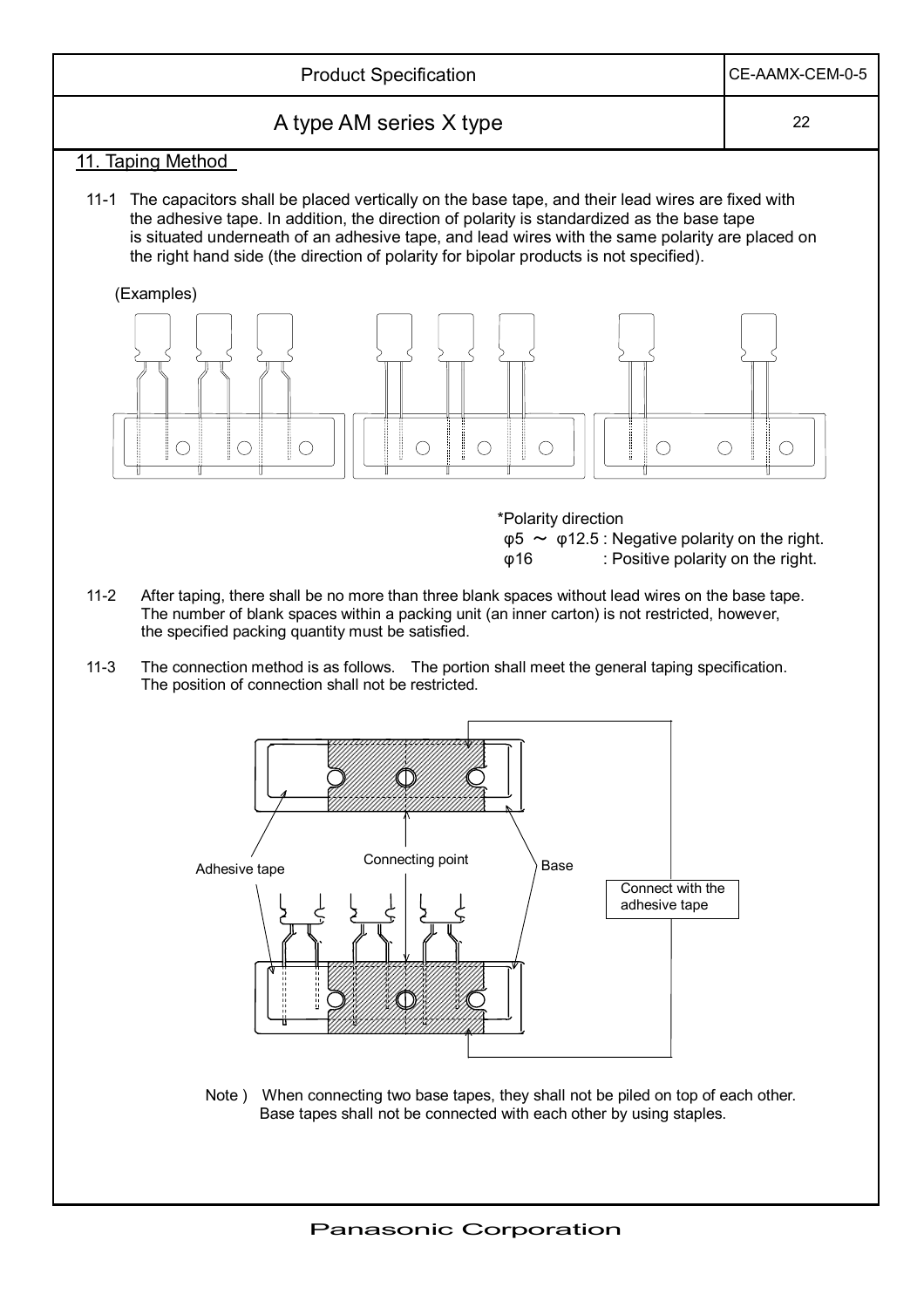## 11. Taping Method

11-1 The capacitors shall be placed vertically on the base tape, and their lead wires are fixed with the adhesive tape. In addition, the direction of polarity is standardized as the base tape is situated underneath of an adhesive tape, and lead wires with the same polarity are placed on the right hand side (the direction of polarity for bipolar products is not specified).

(Examples)

*Polarity direction
φ5 ～ φ12.5 : Negative polarity on the right.
φ16 : Positive polarity on the right.

11-2 After taping, there shall be no more than three blank spaces without lead wires on the base tape. The number of blank spaces within a packing unit (an inner carton) is not restricted, however, the specified packing quantity must be satisfied.

11-3 The connection method is as follows. The portion shall meet the general taping specification. The position of connection shall not be restricted.

Adhesive tape
Connecting point
Base
Connect with the adhesive tape

Note ) When connecting two base tapes, they shall not be piled on top of each other. Base tapes shall not be connected with each other by using staples.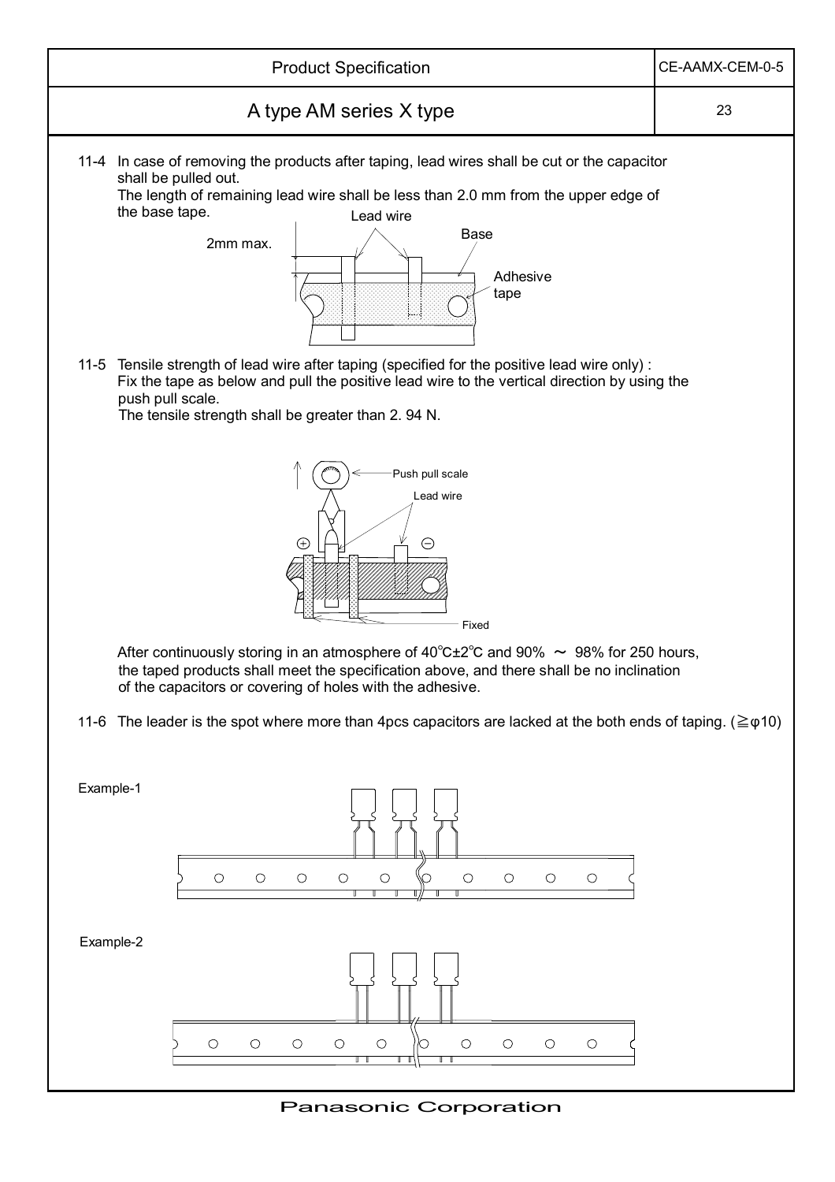11-4 In case of removing the products after taping, lead wires shall be cut or the capacitor shall be pulled out.
The length of remaining lead wire shall be less than 2.0 mm from the upper edge of the base tape.

Lead wire

Base

2mm max.

Adhesive tape

11-5 Tensile strength of lead wire after taping (specified for the positive lead wire only) :
Fix the tape as below and pull the positive lead wire to the vertical direction by using the push pull scale.
The tensile strength shall be greater than 2. 94 N.

Push pull scale

Lead wire

Fixed

After continuously storing in an atmosphere of 40℃±2℃ and 90% ～ 98% for 250 hours, the taped products shall meet the specification above, and there shall be no inclination of the capacitors or covering of holes with the adhesive.

11-6 The leader is the spot where more than 4pcs capacitors are lacked at the both ends of taping. (≧φ10)

Example-1

Example-2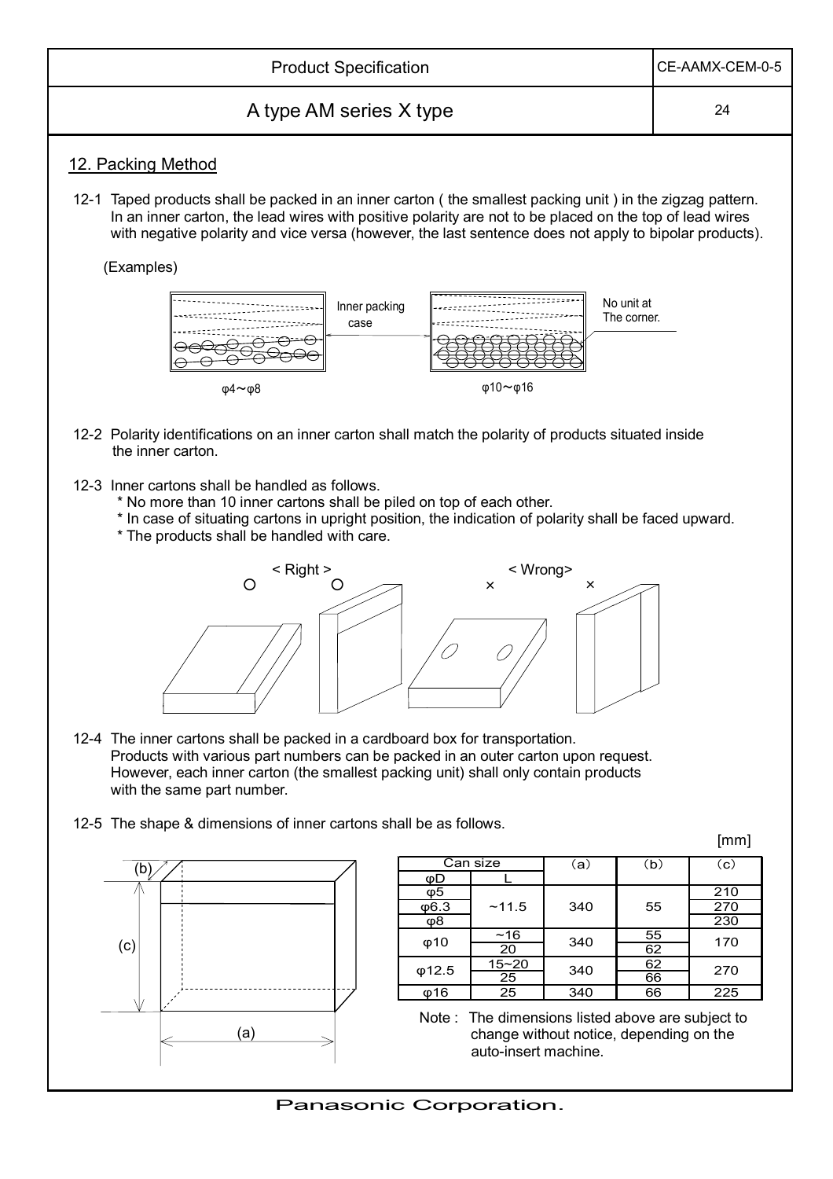## 12. Packing Method

12-1 Taped products shall be packed in an inner carton ( the smallest packing unit ) in the zigzag pattern. In an inner carton, the lead wires with positive polarity are not to be placed on the top of lead wires with negative polarity and vice versa (however, the last sentence does not apply to bipolar products).

(Examples)

Inner packing case

No unit at The corner.

φ4～φ8　　φ10～φ16

12-2 Polarity identifications on an inner carton shall match the polarity of products situated inside the inner carton.

12-3 Inner cartons shall be handled as follows.

* No more than 10 inner cartons shall be piled on top of each other.
* In case of situating cartons in upright position, the indication of polarity shall be faced upward.
* The products shall be handled with care.

< Right >　　< Wrong >

12-4 The inner cartons shall be packed in a cardboard box for transportation. Products with various part numbers can be packed in an outer carton upon request. However, each inner carton (the smallest packing unit) shall only contain products with the same part number.

12-5 The shape & dimensions of inner cartons shall be as follows.

[mm]

| Can size | | (a) | (b) | (c) |
|---|---|---|---|---|
| φD | L | | | |
| φ5 | ~11.5 | 340 | 55 | 210 |
| φ6.3 | | | | 270 |
| φ8 | | | | 230 |
| φ10 | ~16 | 340 | 55 | 170 |
| | 20 | | 62 | |
| φ12.5 | 15~20 | 340 | 62 | 270 |
| | 25 | | 66 | |
| φ16 | 25 | 340 | 66 | 225 |

Note : The dimensions listed above are subject to change without notice, depending on the auto-insert machine.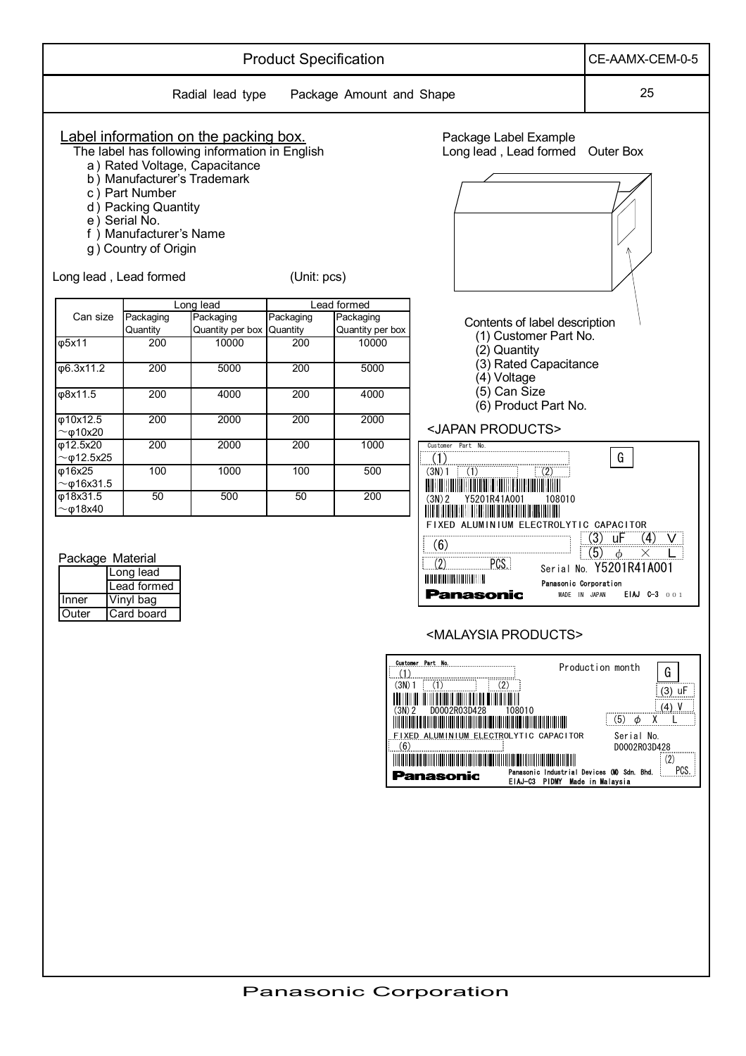# Product Specification

CE-AAMX-CEM-0-5

## Radial lead type　Package Amount and Shape

### Label information on the packing box.

The label has following information in English

a ) Rated Voltage, Capacitance
b ) Manufacturer's Trademark
c ) Part Number
d ) Packing Quantity
e ) Serial No.
f ) Manufacturer's Name
g ) Country of Origin

Long lead , Lead formed　　　　(Unit: pcs)

| Can size | Long lead | | Lead formed | |
|---|---|---|---|---|
| | Packaging Quantity | Packaging Quantity per box | Packaging Quantity | Packaging Quantity per box |
| φ5x11 | 200 | 10000 | 200 | 10000 |
| φ6.3x11.2 | 200 | 5000 | 200 | 5000 |
| φ8x11.5 | 200 | 4000 | 200 | 4000 |
| φ10x12.5 ～φ10x20 | 200 | 2000 | 200 | 2000 |
| φ12.5x20 ～φ12.5x25 | 200 | 2000 | 200 | 1000 |
| φ16x25 ～φ16x31.5 | 100 | 1000 | 100 | 500 |
| φ18x31.5 ～φ18x40 | 50 | 500 | 50 | 200 |

Package Material

| | Long lead Lead formed |
|---|---|
| Inner | Vinyl bag |
| Outer | Card board |

Package Label Example
Long lead , Lead formed　Outer Box

Contents of label description
(1) Customer Part No.
(2) Quantity
(3) Rated Capacitance
(4) Voltage
(5) Can Size
(6) Product Part No.

<JAPAN PRODUCTS>

Customer Part No.
(1)　　G
(3N) 1　(1)　(2)
(3N) 2　Y5201R41A001　108010
FIXED ALUMINIUM ELECTROLYTIC CAPACITOR
(6)　(3) uF　(4) V
(5) φ × L
(2) PCS.　Serial No. Y5201R41A001
Panasonic Corporation
Panasonic　MADE IN JAPAN　EIAJ C-3 001

<MALAYSIA PRODUCTS>

Customer Part No.
(1)　Production month　G
(3N) 1　(1)　(2)　(3) uF
(3N) 2　D0002R03D428　108010　(4) V
(5) φ X L
FIXED ALUMINIUM ELECTROLYTIC CAPACITOR　Serial No.
(6)　D0002R03D428
(2) PCS.
Panasonic　Panasonic Industrial Devices (M) Sdn. Bhd.
EIAJ-C3 PIDMY Made in Malaysia

Panasonic Corporation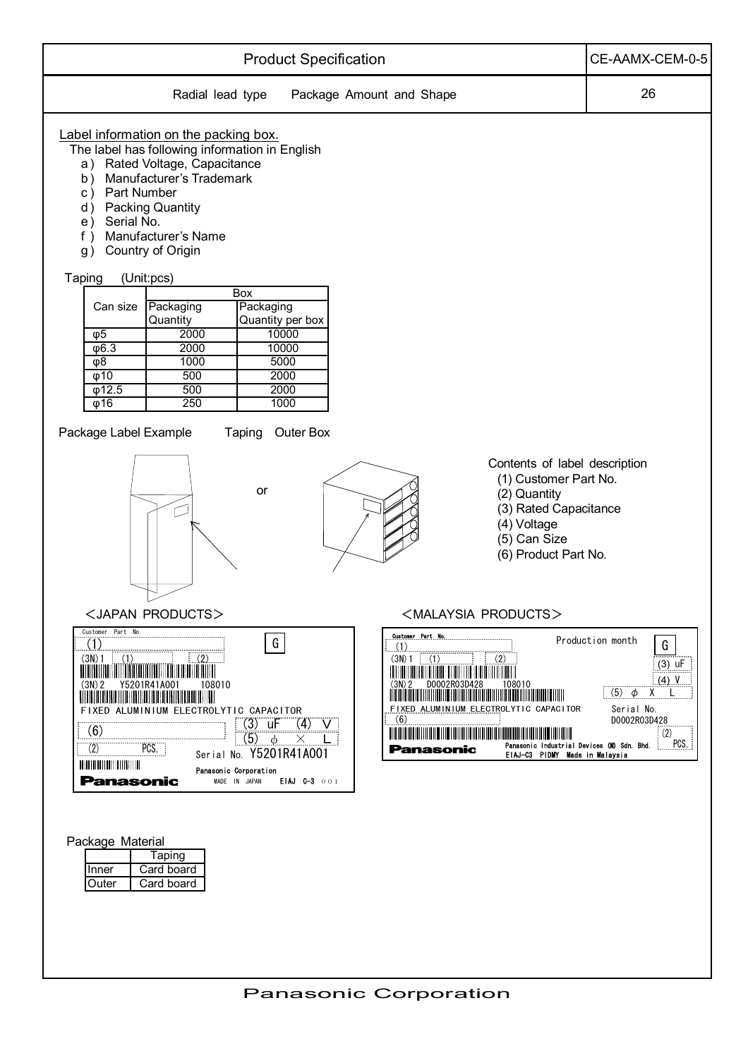## Radial lead type Package Amount and Shape

### Label information on the packing box.

The label has following information in English

a ) Rated Voltage, Capacitance
b ) Manufacturer's Trademark
c ) Part Number
d ) Packing Quantity
e ) Serial No.
f ) Manufacturer's Name
g ) Country of Origin

Taping (Unit:pcs)

| Can size | Packaging Quantity | Box Packaging Quantity per box |
|---|---|---|
| φ5 | 2000 | 10000 |
| φ6.3 | 2000 | 10000 |
| φ8 | 1000 | 5000 |
| φ10 | 500 | 2000 |
| φ12.5 | 500 | 2000 |
| φ16 | 250 | 1000 |

Package Label Example Taping Outer Box

or

Contents of label description
(1) Customer Part No.
(2) Quantity
(3) Rated Capacitance
(4) Voltage
(5) Can Size
(6) Product Part No.

＜JAPAN PRODUCTS＞

Customer Part No.
(1)
G
(3N) 1 (1) (2)
(3N) 2 Y5201R41A001 108010
FIXED ALUMINIUM ELECTROLYTIC CAPACITOR
(6)
(3) uF (4) V
(5) φ × L
(2) PCS.
Serial No. Y5201R41A001
Panasonic Corporation
Panasonic
MADE IN JAPAN EIAJ C-3 001

＜MALAYSIA PRODUCTS＞

Customer Part No.
(1)
Production month
G
(3N) 1 (1) (2)
(3) uF
(3N) 2 D0002R03D428 108010
(4) V
(5) φ X L
FIXED ALUMINIUM ELECTROLYTIC CAPACITOR
(6)
Serial No.
D0002R03D428
(2) PCS.
Panasonic
Panasonic Industrial Devices (M) Sdn. Bhd.
EIAJ-C3 PIDMY Made in Malaysia

Package Material

| | Taping |
|---|---|
| Inner | Card board |
| Outer | Card board |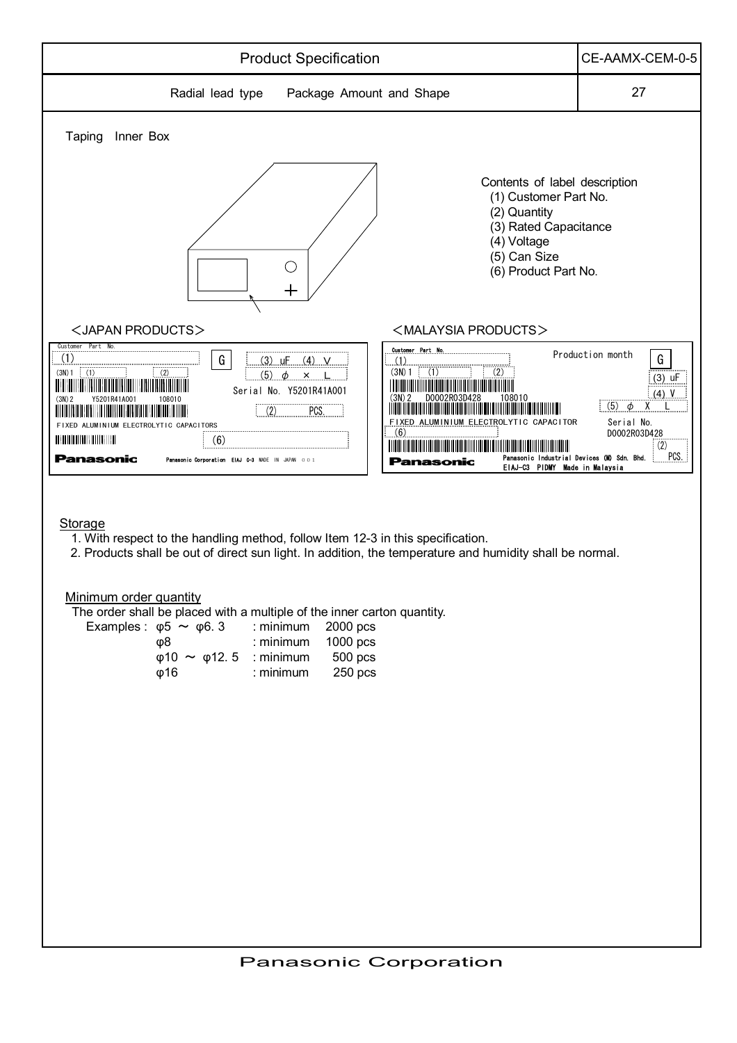# Radial lead type　Package Amount and Shape

## Taping　Inner Box

Contents of label description
- (1) Customer Part No.
- (2) Quantity
- (3) Rated Capacitance
- (4) Voltage
- (5) Can Size
- (6) Product Part No.

＜JAPAN PRODUCTS＞

Customer Part No. (1) G (3) uF (4) V (5) φ × L
(3N) 1 (1) (2)
(3N) 2 Y5201R41A001 108010
Serial No. Y5201R41A001
(2) PCS.
FIXED ALUMINIUM ELECTROLYTIC CAPACITORS
(6)
Panasonic　Panasonic Corporation EIAJ C-3 MADE IN JAPAN

＜MALAYSIA PRODUCTS＞

Customer Part No. (1) Production month G
(3N) 1 (1) (2)
(3N) 2 D0002R03D428 108010
(3) uF (4) V (5) φ X L
FIXED ALUMINIUM ELECTROLYTIC CAPACITOR
(6)
Serial No. D0002R03D428
(2) PCS.
Panasonic　Panasonic Industrial Devices (M) Sdn. Bhd. EIAJ-C3 PIDMY Made in Malaysia

## Storage

1. With respect to the handling method, follow Item 12-3 in this specification.
2. Products shall be out of direct sun light. In addition, the temperature and humidity shall be normal.

## Minimum order quantity

The order shall be placed with a multiple of the inner carton quantity.

Examples :

| Size | | Quantity |
|---|---|---|
| φ5 ～ φ6.3 | : minimum | 2000 pcs |
| φ8 | : minimum | 1000 pcs |
| φ10 ～ φ12.5 | : minimum | 500 pcs |
| φ16 | : minimum | 250 pcs |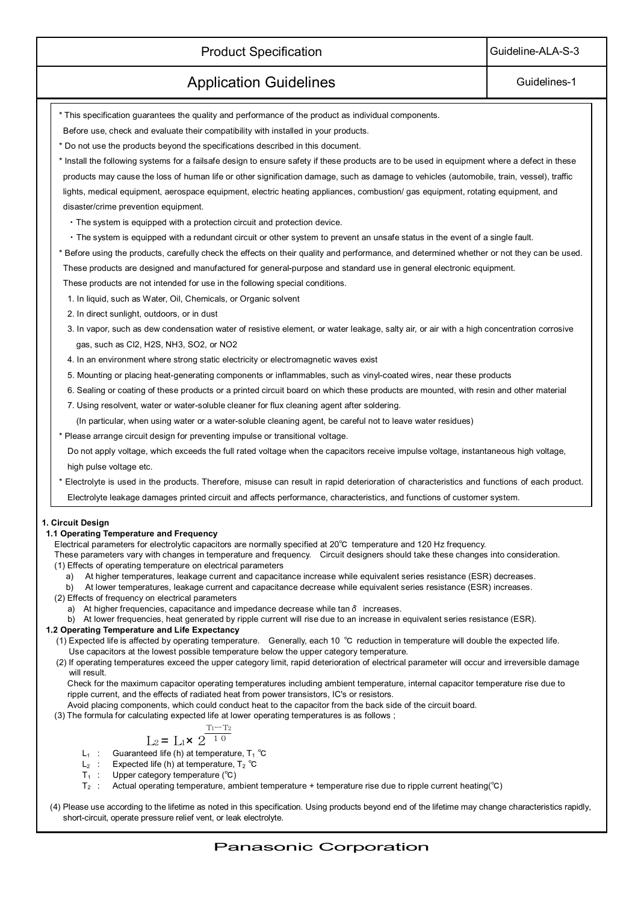| Product Specification | Guideline-ALA-S-3 |
|---|---|
| Application Guidelines | Guidelines-1 |

* This specification guarantees the quality and performance of the product as individual components.
  Before use, check and evaluate their compatibility with installed in your products.
* Do not use the products beyond the specifications described in this document.
* Install the following systems for a failsafe design to ensure safety if these products are to be used in equipment where a defect in these products may cause the loss of human life or other signification damage, such as damage to vehicles (automobile, train, vessel), traffic lights, medical equipment, aerospace equipment, electric heating appliances, combustion/ gas equipment, rotating equipment, and disaster/crime prevention equipment.
  - The system is equipped with a protection circuit and protection device.
  - The system is equipped with a redundant circuit or other system to prevent an unsafe status in the event of a single fault.
* Before using the products, carefully check the effects on their quality and performance, and determined whether or not they can be used.
  These products are designed and manufactured for general-purpose and standard use in general electronic equipment.
  These products are not intended for use in the following special conditions.
  1. In liquid, such as Water, Oil, Chemicals, or Organic solvent
  2. In direct sunlight, outdoors, or in dust
  3. In vapor, such as dew condensation water of resistive element, or water leakage, salty air, or air with a high concentration corrosive gas, such as $Cl_2$, $H_2S$, $NH_3$, $SO_2$, or $NO_2$
  4. In an environment where strong static electricity or electromagnetic waves exist
  5. Mounting or placing heat-generating components or inflammables, such as vinyl-coated wires, near these products
  6. Sealing or coating of these products or a printed circuit board on which these products are mounted, with resin and other material
  7. Using resolvent, water or water-soluble cleaner for flux cleaning agent after soldering.
     (In particular, when using water or a water-soluble cleaning agent, be careful not to leave water residues)
* Please arrange circuit design for preventing impulse or transitional voltage.
  Do not apply voltage, which exceeds the full rated voltage when the capacitors receive impulse voltage, instantaneous high voltage, high pulse voltage etc.
* Electrolyte is used in the products. Therefore, misuse can result in rapid deterioration of characteristics and functions of each product.
  Electrolyte leakage damages printed circuit and affects performance, characteristics, and functions of customer system.

## 1. Circuit Design

### 1.1 Operating Temperature and Frequency

Electrical parameters for electrolytic capacitors are normally specified at 20℃ temperature and 120 Hz frequency.
These parameters vary with changes in temperature and frequency. Circuit designers should take these changes into consideration.

(1) Effects of operating temperature on electrical parameters
  a) At higher temperatures, leakage current and capacitance increase while equivalent series resistance (ESR) decreases.
  b) At lower temperatures, leakage current and capacitance decrease while equivalent series resistance (ESR) increases.

(2) Effects of frequency on electrical parameters
  a) At higher frequencies, capacitance and impedance decrease while tan $\delta$ increases.
  b) At lower frequencies, heat generated by ripple current will rise due to an increase in equivalent series resistance (ESR).

### 1.2 Operating Temperature and Life Expectancy

(1) Expected life is affected by operating temperature. Generally, each 10 ℃ reduction in temperature will double the expected life.
  Use capacitors at the lowest possible temperature below the upper category temperature.

(2) If operating temperatures exceed the upper category limit, rapid deterioration of electrical parameter will occur and irreversible damage will result.
  Check for the maximum capacitor operating temperatures including ambient temperature, internal capacitor temperature rise due to ripple current, and the effects of radiated heat from power transistors, IC's or resistors.
  Avoid placing components, which could conduct heat to the capacitor from the back side of the circuit board.

(3) The formula for calculating expected life at lower operating temperatures is as follows ;

$$L_2 = L_1 \times 2^{\frac{T_1 - T_2}{10}}$$

- $L_1$ : Guaranteed life (h) at temperature, $T_1$ ℃
- $L_2$ : Expected life (h) at temperature, $T_2$ ℃
- $T_1$ : Upper category temperature (℃)
- $T_2$ : Actual operating temperature, ambient temperature + temperature rise due to ripple current heating(℃)

(4) Please use according to the lifetime as noted in this specification. Using products beyond end of the lifetime may change characteristics rapidly, short-circuit, operate pressure relief vent, or leak electrolyte.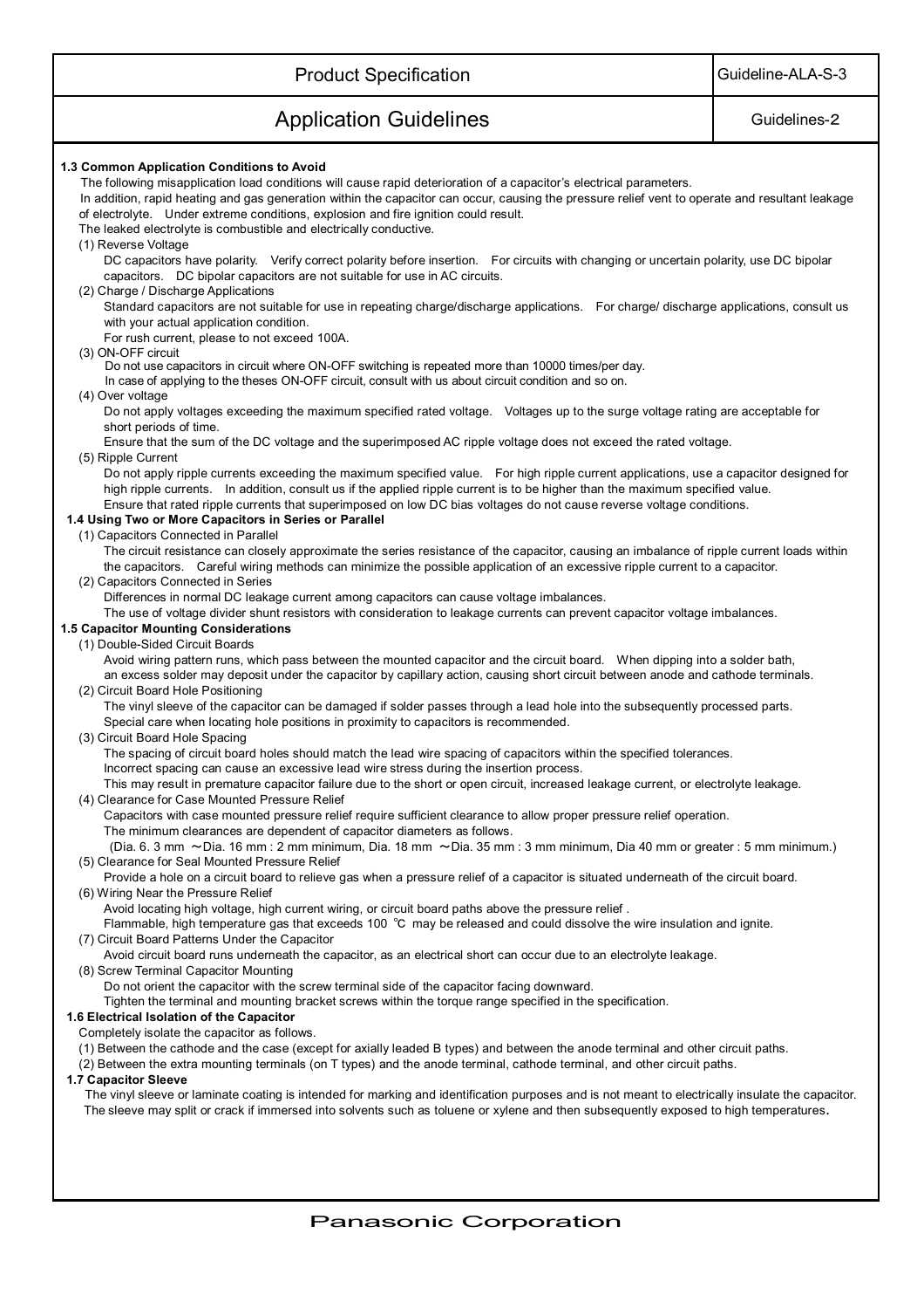**1.3 Common Application Conditions to Avoid**

The following misapplication load conditions will cause rapid deterioration of a capacitor's electrical parameters.
In addition, rapid heating and gas generation within the capacitor can occur, causing the pressure relief vent to operate and resultant leakage of electrolyte. Under extreme conditions, explosion and fire ignition could result.
The leaked electrolyte is combustible and electrically conductive.

(1) Reverse Voltage

DC capacitors have polarity. Verify correct polarity before insertion. For circuits with changing or uncertain polarity, use DC bipolar capacitors. DC bipolar capacitors are not suitable for use in AC circuits.

(2) Charge / Discharge Applications

Standard capacitors are not suitable for use in repeating charge/discharge applications. For charge/ discharge applications, consult us with your actual application condition.
For rush current, please to not exceed 100A.

(3) ON-OFF circuit

Do not use capacitors in circuit where ON-OFF switching is repeated more than 10000 times/per day.
In case of applying to the theses ON-OFF circuit, consult with us about circuit condition and so on.

(4) Over voltage

Do not apply voltages exceeding the maximum specified rated voltage. Voltages up to the surge voltage rating are acceptable for short periods of time.
Ensure that the sum of the DC voltage and the superimposed AC ripple voltage does not exceed the rated voltage.

(5) Ripple Current

Do not apply ripple currents exceeding the maximum specified value. For high ripple current applications, use a capacitor designed for high ripple currents. In addition, consult us if the applied ripple current is to be higher than the maximum specified value.
Ensure that rated ripple currents that superimposed on low DC bias voltages do not cause reverse voltage conditions.

**1.4 Using Two or More Capacitors in Series or Parallel**

(1) Capacitors Connected in Parallel

The circuit resistance can closely approximate the series resistance of the capacitor, causing an imbalance of ripple current loads within the capacitors. Careful wiring methods can minimize the possible application of an excessive ripple current to a capacitor.

(2) Capacitors Connected in Series

Differences in normal DC leakage current among capacitors can cause voltage imbalances.
The use of voltage divider shunt resistors with consideration to leakage currents can prevent capacitor voltage imbalances.

**1.5 Capacitor Mounting Considerations**

(1) Double-Sided Circuit Boards

Avoid wiring pattern runs, which pass between the mounted capacitor and the circuit board. When dipping into a solder bath, an excess solder may deposit under the capacitor by capillary action, causing short circuit between anode and cathode terminals.

(2) Circuit Board Hole Positioning

The vinyl sleeve of the capacitor can be damaged if solder passes through a lead hole into the subsequently processed parts.
Special care when locating hole positions in proximity to capacitors is recommended.

(3) Circuit Board Hole Spacing

The spacing of circuit board holes should match the lead wire spacing of capacitors within the specified tolerances.
Incorrect spacing can cause an excessive lead wire stress during the insertion process.
This may result in premature capacitor failure due to the short or open circuit, increased leakage current, or electrolyte leakage.

(4) Clearance for Case Mounted Pressure Relief

Capacitors with case mounted pressure relief require sufficient clearance to allow proper pressure relief operation.
The minimum clearances are dependent of capacitor diameters as follows.
(Dia. 6. 3 mm ～Dia. 16 mm : 2 mm minimum, Dia. 18 mm ～Dia. 35 mm : 3 mm minimum, Dia 40 mm or greater : 5 mm minimum.)

(5) Clearance for Seal Mounted Pressure Relief

Provide a hole on a circuit board to relieve gas when a pressure relief of a capacitor is situated underneath of the circuit board.

(6) Wiring Near the Pressure Relief

Avoid locating high voltage, high current wiring, or circuit board paths above the pressure relief .
Flammable, high temperature gas that exceeds 100 ℃ may be released and could dissolve the wire insulation and ignite.

(7) Circuit Board Patterns Under the Capacitor

Avoid circuit board runs underneath the capacitor, as an electrical short can occur due to an electrolyte leakage.

(8) Screw Terminal Capacitor Mounting

Do not orient the capacitor with the screw terminal side of the capacitor facing downward.
Tighten the terminal and mounting bracket screws within the torque range specified in the specification.

**1.6 Electrical Isolation of the Capacitor**

Completely isolate the capacitor as follows.

(1) Between the cathode and the case (except for axially leaded B types) and between the anode terminal and other circuit paths.

(2) Between the extra mounting terminals (on T types) and the anode terminal, cathode terminal, and other circuit paths.

**1.7 Capacitor Sleeve**

The vinyl sleeve or laminate coating is intended for marking and identification purposes and is not meant to electrically insulate the capacitor.
The sleeve may split or crack if immersed into solvents such as toluene or xylene and then subsequently exposed to high temperatures.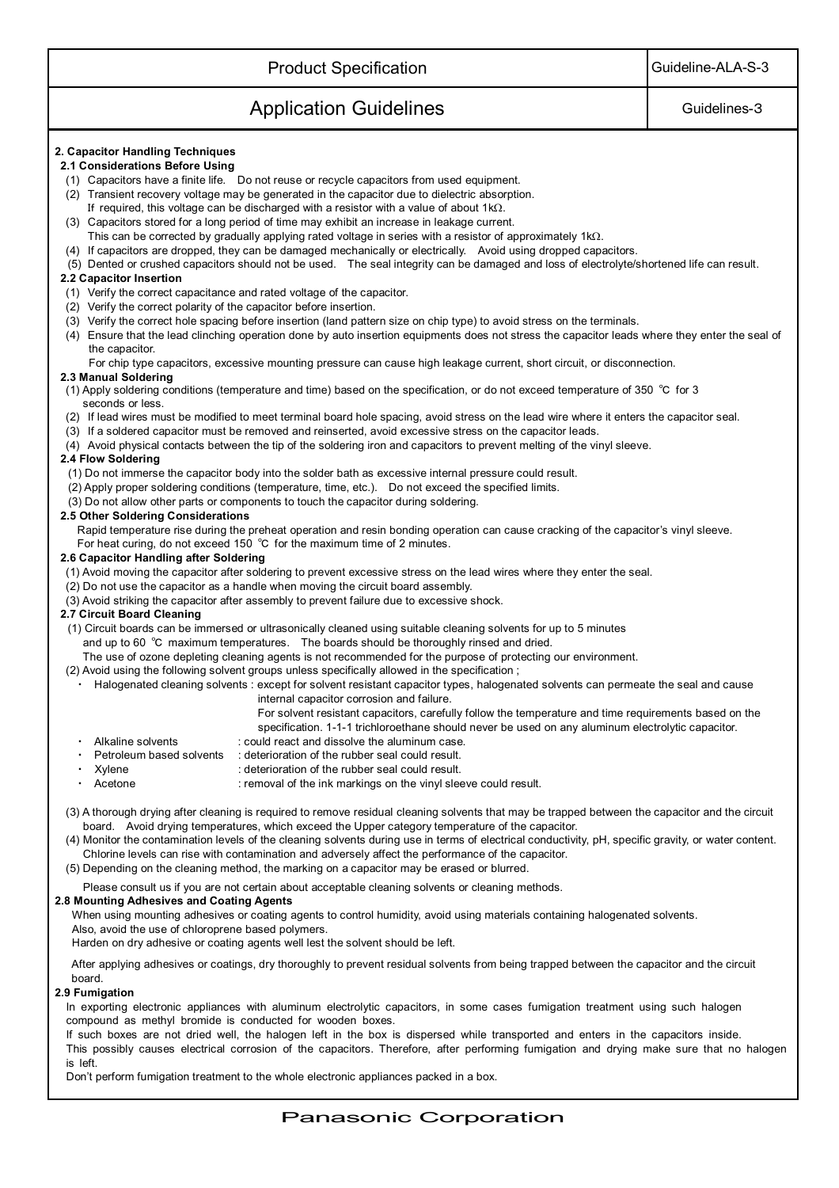## 2. Capacitor Handling Techniques

### 2.1 Considerations Before Using

(1) Capacitors have a finite life. Do not reuse or recycle capacitors from used equipment.

(2) Transient recovery voltage may be generated in the capacitor due to dielectric absorption.
If required, this voltage can be discharged with a resistor with a value of about 1kΩ.

(3) Capacitors stored for a long period of time may exhibit an increase in leakage current.
This can be corrected by gradually applying rated voltage in series with a resistor of approximately 1kΩ.

(4) If capacitors are dropped, they can be damaged mechanically or electrically. Avoid using dropped capacitors.

(5) Dented or crushed capacitors should not be used. The seal integrity can be damaged and loss of electrolyte/shortened life can result.

### 2.2 Capacitor Insertion

(1) Verify the correct capacitance and rated voltage of the capacitor.

(2) Verify the correct polarity of the capacitor before insertion.

(3) Verify the correct hole spacing before insertion (land pattern size on chip type) to avoid stress on the terminals.

(4) Ensure that the lead clinching operation done by auto insertion equipments does not stress the capacitor leads where they enter the seal of the capacitor.
For chip type capacitors, excessive mounting pressure can cause high leakage current, short circuit, or disconnection.

### 2.3 Manual Soldering

(1) Apply soldering conditions (temperature and time) based on the specification, or do not exceed temperature of 350 ℃ for 3 seconds or less.

(2) If lead wires must be modified to meet terminal board hole spacing, avoid stress on the lead wire where it enters the capacitor seal.

(3) If a soldered capacitor must be removed and reinserted, avoid excessive stress on the capacitor leads.

(4) Avoid physical contacts between the tip of the soldering iron and capacitors to prevent melting of the vinyl sleeve.

### 2.4 Flow Soldering

(1) Do not immerse the capacitor body into the solder bath as excessive internal pressure could result.

(2) Apply proper soldering conditions (temperature, time, etc.). Do not exceed the specified limits.

(3) Do not allow other parts or components to touch the capacitor during soldering.

### 2.5 Other Soldering Considerations

Rapid temperature rise during the preheat operation and resin bonding operation can cause cracking of the capacitor's vinyl sleeve.
For heat curing, do not exceed 150 ℃ for the maximum time of 2 minutes.

### 2.6 Capacitor Handling after Soldering

(1) Avoid moving the capacitor after soldering to prevent excessive stress on the lead wires where they enter the seal.

(2) Do not use the capacitor as a handle when moving the circuit board assembly.

(3) Avoid striking the capacitor after assembly to prevent failure due to excessive shock.

### 2.7 Circuit Board Cleaning

(1) Circuit boards can be immersed or ultrasonically cleaned using suitable cleaning solvents for up to 5 minutes and up to 60 ℃ maximum temperatures. The boards should be thoroughly rinsed and dried.
The use of ozone depleting cleaning agents is not recommended for the purpose of protecting our environment.

(2) Avoid using the following solvent groups unless specifically allowed in the specification ;

- Halogenated cleaning solvents : except for solvent resistant capacitor types, halogenated solvents can permeate the seal and cause internal capacitor corrosion and failure.
  For solvent resistant capacitors, carefully follow the temperature and time requirements based on the specification. 1-1-1 trichloroethane should never be used on any aluminum electrolytic capacitor.
- Alkaline solvents : could react and dissolve the aluminum case.
- Petroleum based solvents : deterioration of the rubber seal could result.
- Xylene : deterioration of the rubber seal could result.
- Acetone : removal of the ink markings on the vinyl sleeve could result.

(3) A thorough drying after cleaning is required to remove residual cleaning solvents that may be trapped between the capacitor and the circuit board. Avoid drying temperatures, which exceed the Upper category temperature of the capacitor.

(4) Monitor the contamination levels of the cleaning solvents during use in terms of electrical conductivity, pH, specific gravity, or water content. Chlorine levels can rise with contamination and adversely affect the performance of the capacitor.

(5) Depending on the cleaning method, the marking on a capacitor may be erased or blurred.

Please consult us if you are not certain about acceptable cleaning solvents or cleaning methods.

### 2.8 Mounting Adhesives and Coating Agents

When using mounting adhesives or coating agents to control humidity, avoid using materials containing halogenated solvents.
Also, avoid the use of chloroprene based polymers.
Harden on dry adhesive or coating agents well lest the solvent should be left.

After applying adhesives or coatings, dry thoroughly to prevent residual solvents from being trapped between the capacitor and the circuit board.

### 2.9 Fumigation

In exporting electronic appliances with aluminum electrolytic capacitors, in some cases fumigation treatment using such halogen compound as methyl bromide is conducted for wooden boxes.
If such boxes are not dried well, the halogen left in the box is dispersed while transported and enters in the capacitors inside.
This possibly causes electrical corrosion of the capacitors. Therefore, after performing fumigation and drying make sure that no halogen is left.
Don't perform fumigation treatment to the whole electronic appliances packed in a box.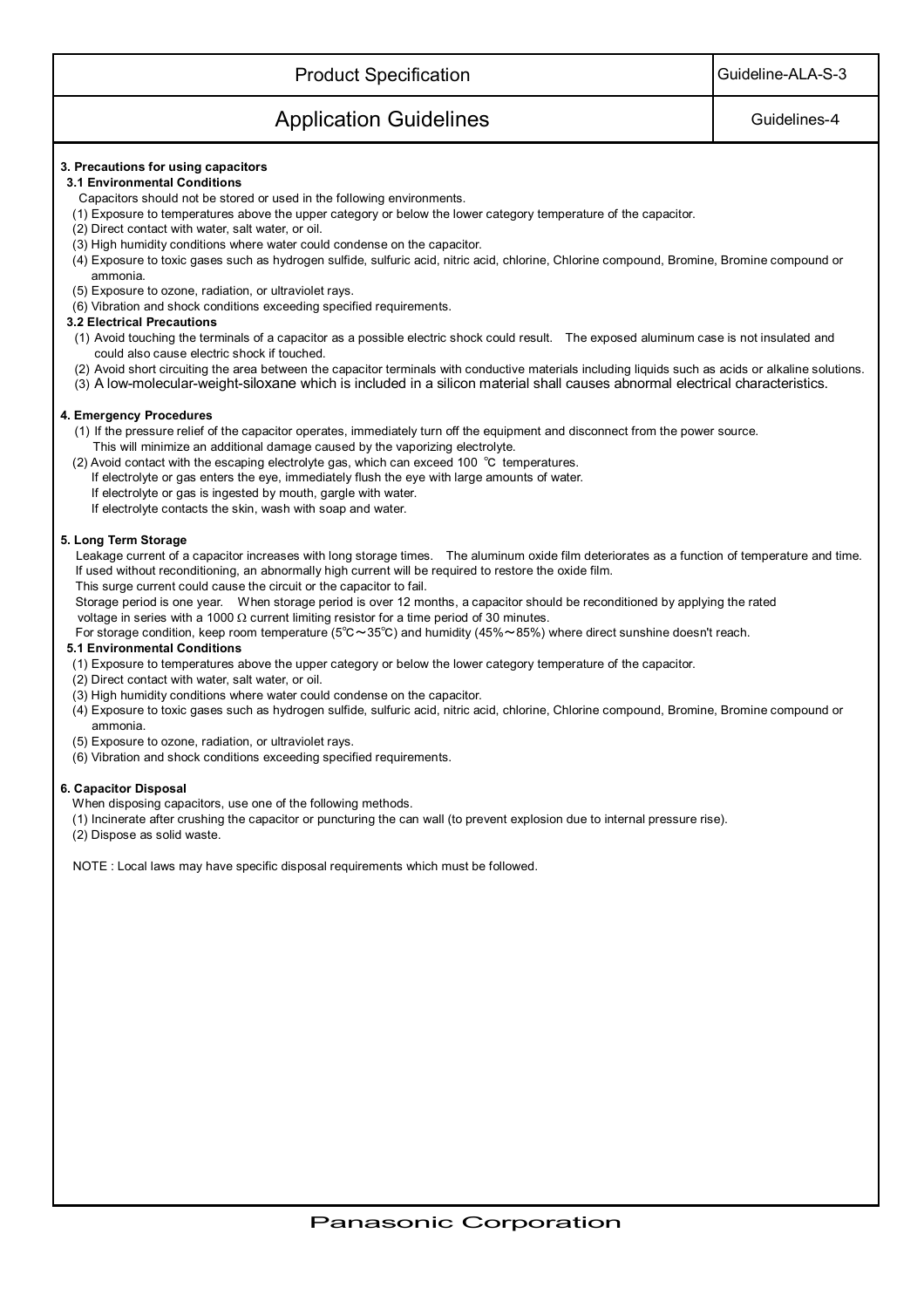| Product Specification | Guideline-ALA-S-3 |
| --- | --- |
| Application Guidelines | Guidelines-4 |

**3. Precautions for using capacitors**

**3.1 Environmental Conditions**

Capacitors should not be stored or used in the following environments.

(1) Exposure to temperatures above the upper category or below the lower category temperature of the capacitor.
(2) Direct contact with water, salt water, or oil.
(3) High humidity conditions where water could condense on the capacitor.
(4) Exposure to toxic gases such as hydrogen sulfide, sulfuric acid, nitric acid, chlorine, Chlorine compound, Bromine, Bromine compound or ammonia.
(5) Exposure to ozone, radiation, or ultraviolet rays.
(6) Vibration and shock conditions exceeding specified requirements.

**3.2 Electrical Precautions**

(1) Avoid touching the terminals of a capacitor as a possible electric shock could result. The exposed aluminum case is not insulated and could also cause electric shock if touched.
(2) Avoid short circuiting the area between the capacitor terminals with conductive materials including liquids such as acids or alkaline solutions.
(3) A low-molecular-weight-siloxane which is included in a silicon material shall causes abnormal electrical characteristics.

**4. Emergency Procedures**

(1) If the pressure relief of the capacitor operates, immediately turn off the equipment and disconnect from the power source. This will minimize an additional damage caused by the vaporizing electrolyte.
(2) Avoid contact with the escaping electrolyte gas, which can exceed 100 ℃ temperatures.
If electrolyte or gas enters the eye, immediately flush the eye with large amounts of water.
If electrolyte or gas is ingested by mouth, gargle with water.
If electrolyte contacts the skin, wash with soap and water.

**5. Long Term Storage**

Leakage current of a capacitor increases with long storage times. The aluminum oxide film deteriorates as a function of temperature and time. If used without reconditioning, an abnormally high current will be required to restore the oxide film.
This surge current could cause the circuit or the capacitor to fail.
Storage period is one year. When storage period is over 12 months, a capacitor should be reconditioned by applying the rated voltage in series with a 1000 Ω current limiting resistor for a time period of 30 minutes.
For storage condition, keep room temperature (5℃～35℃) and humidity (45%～85%) where direct sunshine doesn't reach.

**5.1 Environmental Conditions**

(1) Exposure to temperatures above the upper category or below the lower category temperature of the capacitor.
(2) Direct contact with water, salt water, or oil.
(3) High humidity conditions where water could condense on the capacitor.
(4) Exposure to toxic gases such as hydrogen sulfide, sulfuric acid, nitric acid, chlorine, Chlorine compound, Bromine, Bromine compound or ammonia.
(5) Exposure to ozone, radiation, or ultraviolet rays.
(6) Vibration and shock conditions exceeding specified requirements.

**6. Capacitor Disposal**

When disposing capacitors, use one of the following methods.

(1) Incinerate after crushing the capacitor or puncturing the can wall (to prevent explosion due to internal pressure rise).
(2) Dispose as solid waste.

NOTE : Local laws may have specific disposal requirements which must be followed.

Panasonic Corporation